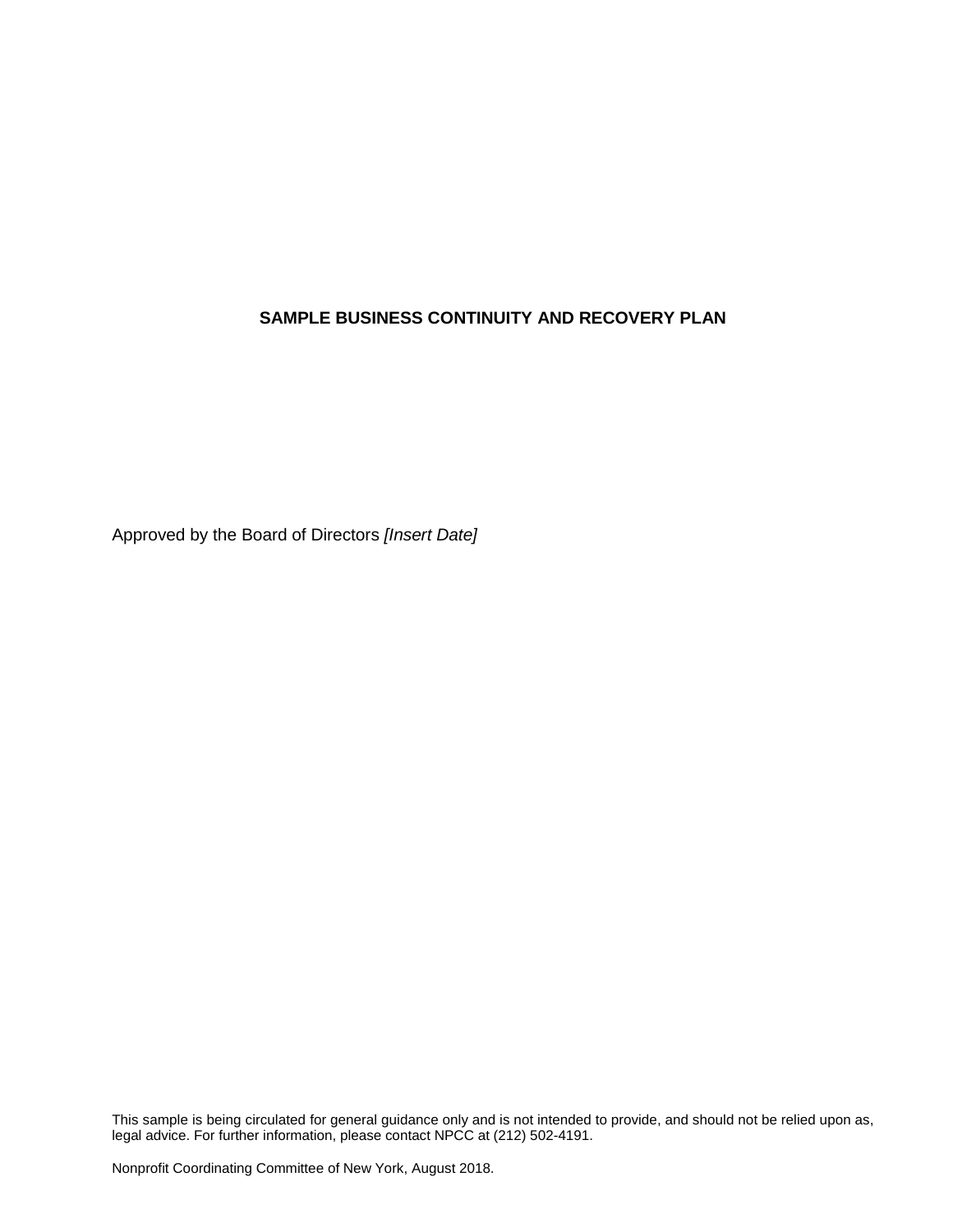# SAMPLE BUSINESS CONTINUITY AND RECOVERY PLAN

Approved by the Board of Directors *[Insert Date]*

This sample is being circulated for general guidance only and is not intended to provide, and should not be relied upon as, legal advice. For further information, please contact NPCC at (212) 502-4191.

Nonprofit Coordinating Committee of New York, August 2018.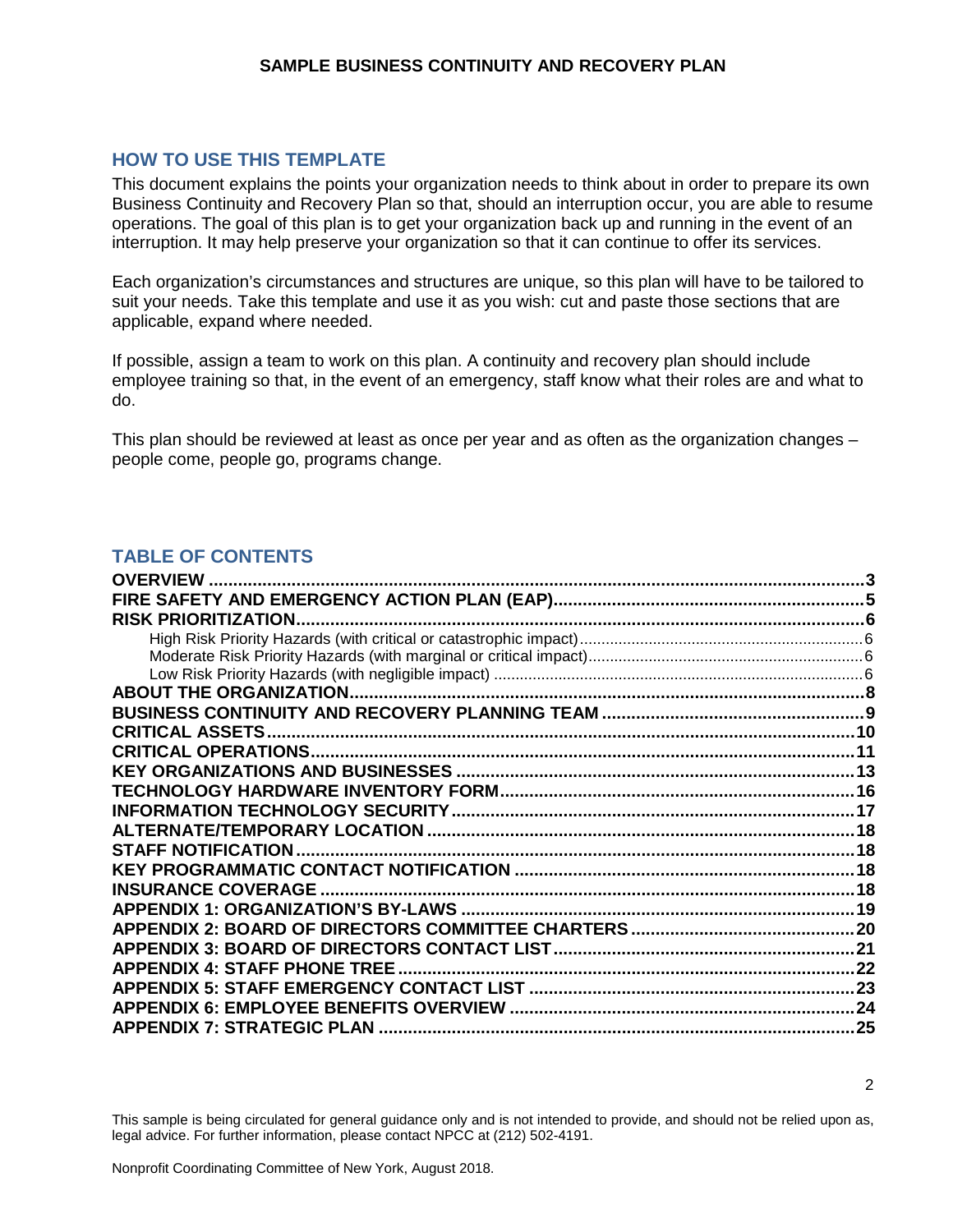## HOW TO USE THIS TEMPLATE

This document explains the points your organization needs to think about in order to prepare its own Business Continuity and Recovery Plan so that, should an interruption occur, you are able to resume operations. The goal of this plan is to get your organization back up and running in the event of an interruption. It may help preserve your organization so that it can continue to offer its services.

Each organization's circumstances and structures are unique, so this plan will have to be tailored to suit your needs. Take this template and use it as you wish: cut and paste those sections that are applicable, expand where needed.

If possible, assign a team to work on this plan. A continuity and recovery plan should include employee training so that, in the event of an emergency, staff know what their roles are and what to do.

This plan should be reviewed at least as once per year and as often as the organization changes – people come, people go, programs change.

## TABLE OF CONTENTS

- **OVERVIEW** ... 3
- **FIRE SAFETY AND EMERGENCY ACTION PLAN (EAP)** ... 5
- **RISK PRIORITIZATION** ... 6
  - High Risk Priority Hazards (with critical or catastrophic impact) ... 6
  - Moderate Risk Priority Hazards (with marginal or critical impact) ... 6
  - Low Risk Priority Hazards (with negligible impact) ... 6
- **ABOUT THE ORGANIZATION** ... 8
- **BUSINESS CONTINUITY AND RECOVERY PLANNING TEAM** ... 9
- **CRITICAL ASSETS** ... 10
- **CRITICAL OPERATIONS** ... 11
- **KEY ORGANIZATIONS AND BUSINESSES** ... 13
- **TECHNOLOGY HARDWARE INVENTORY FORM** ... 16
- **INFORMATION TECHNOLOGY SECURITY** ... 17
- **ALTERNATE/TEMPORARY LOCATION** ... 18
- **STAFF NOTIFICATION** ... 18
- **KEY PROGRAMMATIC CONTACT NOTIFICATION** ... 18
- **INSURANCE COVERAGE** ... 18
- **APPENDIX 1: ORGANIZATION'S BY-LAWS** ... 19
- **APPENDIX 2: BOARD OF DIRECTORS COMMITTEE CHARTERS** ... 20
- **APPENDIX 3: BOARD OF DIRECTORS CONTACT LIST** ... 21
- **APPENDIX 4: STAFF PHONE TREE** ... 22
- **APPENDIX 5: STAFF EMERGENCY CONTACT LIST** ... 23
- **APPENDIX 6: EMPLOYEE BENEFITS OVERVIEW** ... 24
- **APPENDIX 7: STRATEGIC PLAN** ... 25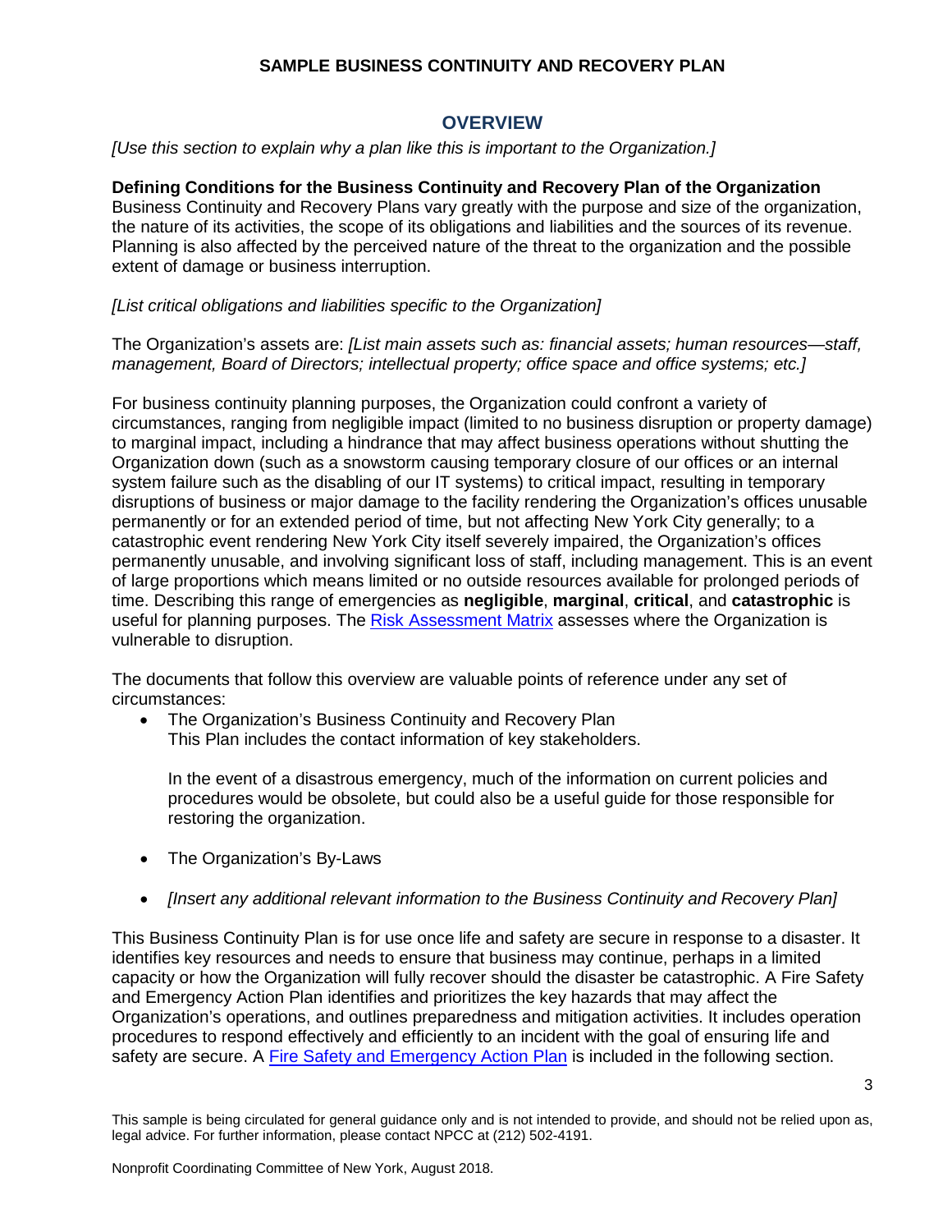## OVERVIEW

*[Use this section to explain why a plan like this is important to the Organization.]*

**Defining Conditions for the Business Continuity and Recovery Plan of the Organization**
Business Continuity and Recovery Plans vary greatly with the purpose and size of the organization, the nature of its activities, the scope of its obligations and liabilities and the sources of its revenue. Planning is also affected by the perceived nature of the threat to the organization and the possible extent of damage or business interruption.

*[List critical obligations and liabilities specific to the Organization]*

The Organization's assets are: *[List main assets such as: financial assets; human resources—staff, management, Board of Directors; intellectual property; office space and office systems; etc.]*

For business continuity planning purposes, the Organization could confront a variety of circumstances, ranging from negligible impact (limited to no business disruption or property damage) to marginal impact, including a hindrance that may affect business operations without shutting the Organization down (such as a snowstorm causing temporary closure of our offices or an internal system failure such as the disabling of our IT systems) to critical impact, resulting in temporary disruptions of business or major damage to the facility rendering the Organization's offices unusable permanently or for an extended period of time, but not affecting New York City generally; to a catastrophic event rendering New York City itself severely impaired, the Organization's offices permanently unusable, and involving significant loss of staff, including management. This is an event of large proportions which means limited or no outside resources available for prolonged periods of time. Describing this range of emergencies as **negligible**, **marginal**, **critical**, and **catastrophic** is useful for planning purposes. The Risk Assessment Matrix assesses where the Organization is vulnerable to disruption.

The documents that follow this overview are valuable points of reference under any set of circumstances:

- The Organization's Business Continuity and Recovery Plan
  This Plan includes the contact information of key stakeholders.

  In the event of a disastrous emergency, much of the information on current policies and procedures would be obsolete, but could also be a useful guide for those responsible for restoring the organization.

- The Organization's By-Laws

- *[Insert any additional relevant information to the Business Continuity and Recovery Plan]*

This Business Continuity Plan is for use once life and safety are secure in response to a disaster. It identifies key resources and needs to ensure that business may continue, perhaps in a limited capacity or how the Organization will fully recover should the disaster be catastrophic. A Fire Safety and Emergency Action Plan identifies and prioritizes the key hazards that may affect the Organization's operations, and outlines preparedness and mitigation activities. It includes operation procedures to respond effectively and efficiently to an incident with the goal of ensuring life and safety are secure. A Fire Safety and Emergency Action Plan is included in the following section.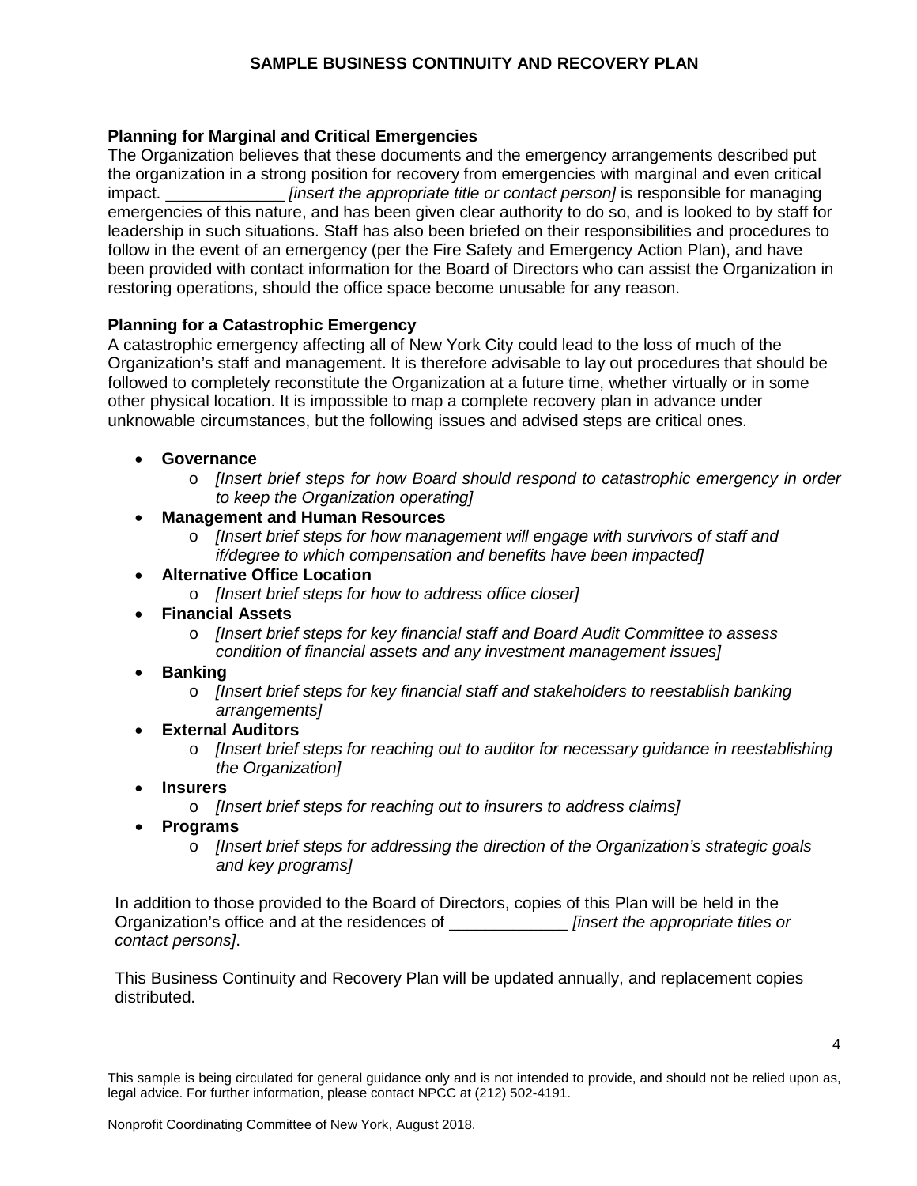### Planning for Marginal and Critical Emergencies

The Organization believes that these documents and the emergency arrangements described put the organization in a strong position for recovery from emergencies with marginal and even critical impact. _____________ *[insert the appropriate title or contact person]* is responsible for managing emergencies of this nature, and has been given clear authority to do so, and is looked to by staff for leadership in such situations. Staff has also been briefed on their responsibilities and procedures to follow in the event of an emergency (per the Fire Safety and Emergency Action Plan), and have been provided with contact information for the Board of Directors who can assist the Organization in restoring operations, should the office space become unusable for any reason.

### Planning for a Catastrophic Emergency

A catastrophic emergency affecting all of New York City could lead to the loss of much of the Organization's staff and management. It is therefore advisable to lay out procedures that should be followed to completely reconstitute the Organization at a future time, whether virtually or in some other physical location. It is impossible to map a complete recovery plan in advance under unknowable circumstances, but the following issues and advised steps are critical ones.

- **Governance**
    - *[Insert brief steps for how Board should respond to catastrophic emergency in order to keep the Organization operating]*
- **Management and Human Resources**
    - *[Insert brief steps for how management will engage with survivors of staff and if/degree to which compensation and benefits have been impacted]*
- **Alternative Office Location**
    - *[Insert brief steps for how to address office closer]*
- **Financial Assets**
    - *[Insert brief steps for key financial staff and Board Audit Committee to assess condition of financial assets and any investment management issues]*
- **Banking**
    - *[Insert brief steps for key financial staff and stakeholders to reestablish banking arrangements]*
- **External Auditors**
    - *[Insert brief steps for reaching out to auditor for necessary guidance in reestablishing the Organization]*
- **Insurers**
    - *[Insert brief steps for reaching out to insurers to address claims]*
- **Programs**
    - *[Insert brief steps for addressing the direction of the Organization's strategic goals and key programs]*

In addition to those provided to the Board of Directors, copies of this Plan will be held in the Organization's office and at the residences of _____________ *[insert the appropriate titles or contact persons]*.

This Business Continuity and Recovery Plan will be updated annually, and replacement copies distributed.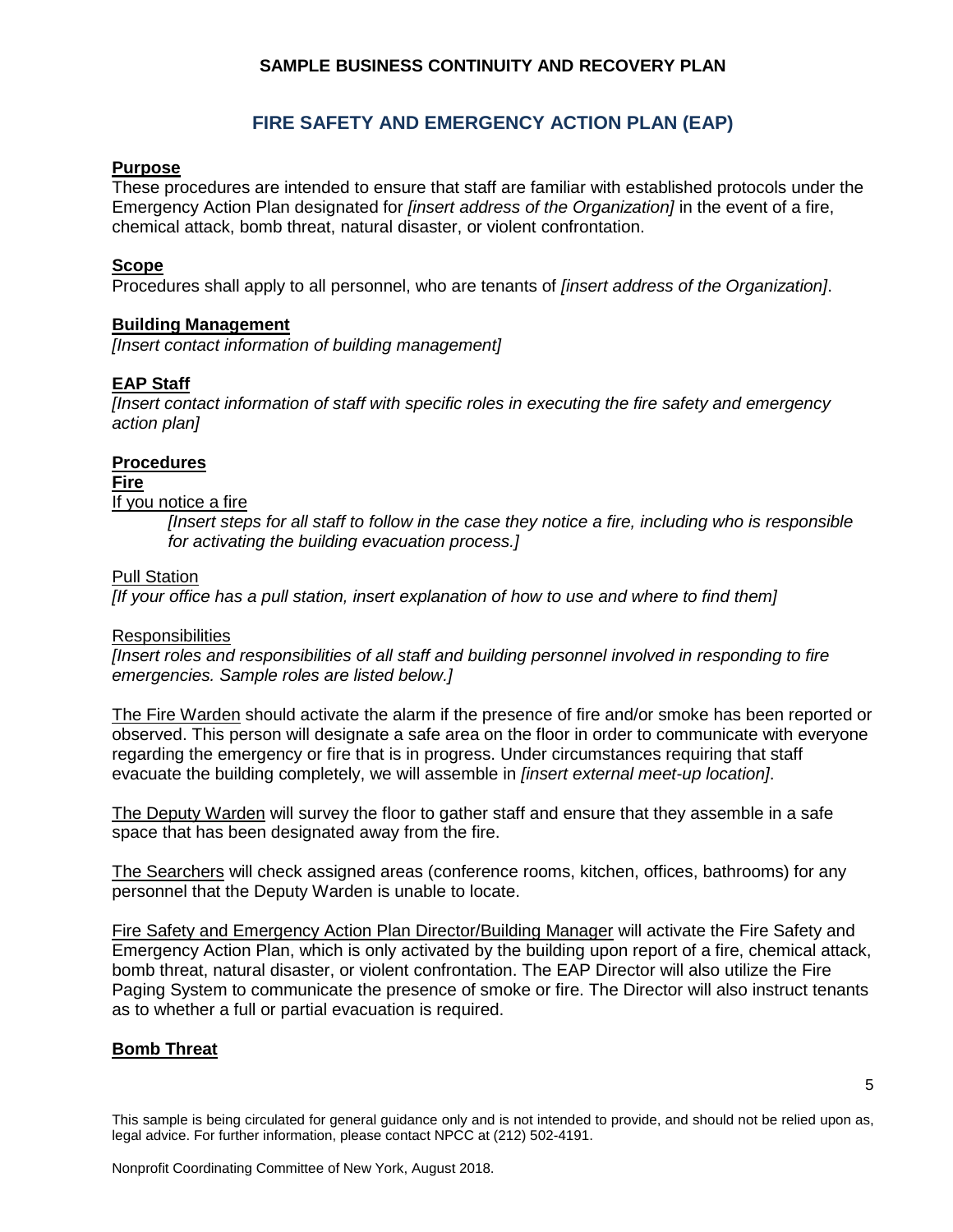# FIRE SAFETY AND EMERGENCY ACTION PLAN (EAP)

## Purpose

These procedures are intended to ensure that staff are familiar with established protocols under the Emergency Action Plan designated for *[insert address of the Organization]* in the event of a fire, chemical attack, bomb threat, natural disaster, or violent confrontation.

## Scope

Procedures shall apply to all personnel, who are tenants of *[insert address of the Organization]*.

## Building Management

*[Insert contact information of building management]*

## EAP Staff

*[Insert contact information of staff with specific roles in executing the fire safety and emergency action plan]*

## Procedures

### Fire

If you notice a fire

> *[Insert steps for all staff to follow in the case they notice a fire, including who is responsible for activating the building evacuation process.]*

Pull Station

*[If your office has a pull station, insert explanation of how to use and where to find them]*

Responsibilities

*[Insert roles and responsibilities of all staff and building personnel involved in responding to fire emergencies. Sample roles are listed below.]*

The Fire Warden should activate the alarm if the presence of fire and/or smoke has been reported or observed. This person will designate a safe area on the floor in order to communicate with everyone regarding the emergency or fire that is in progress. Under circumstances requiring that staff evacuate the building completely, we will assemble in *[insert external meet-up location]*.

The Deputy Warden will survey the floor to gather staff and ensure that they assemble in a safe space that has been designated away from the fire.

The Searchers will check assigned areas (conference rooms, kitchen, offices, bathrooms) for any personnel that the Deputy Warden is unable to locate.

Fire Safety and Emergency Action Plan Director/Building Manager will activate the Fire Safety and Emergency Action Plan, which is only activated by the building upon report of a fire, chemical attack, bomb threat, natural disaster, or violent confrontation. The EAP Director will also utilize the Fire Paging System to communicate the presence of smoke or fire. The Director will also instruct tenants as to whether a full or partial evacuation is required.

### Bomb Threat

This sample is being circulated for general guidance only and is not intended to provide, and should not be relied upon as, legal advice. For further information, please contact NPCC at (212) 502-4191.

Nonprofit Coordinating Committee of New York, August 2018.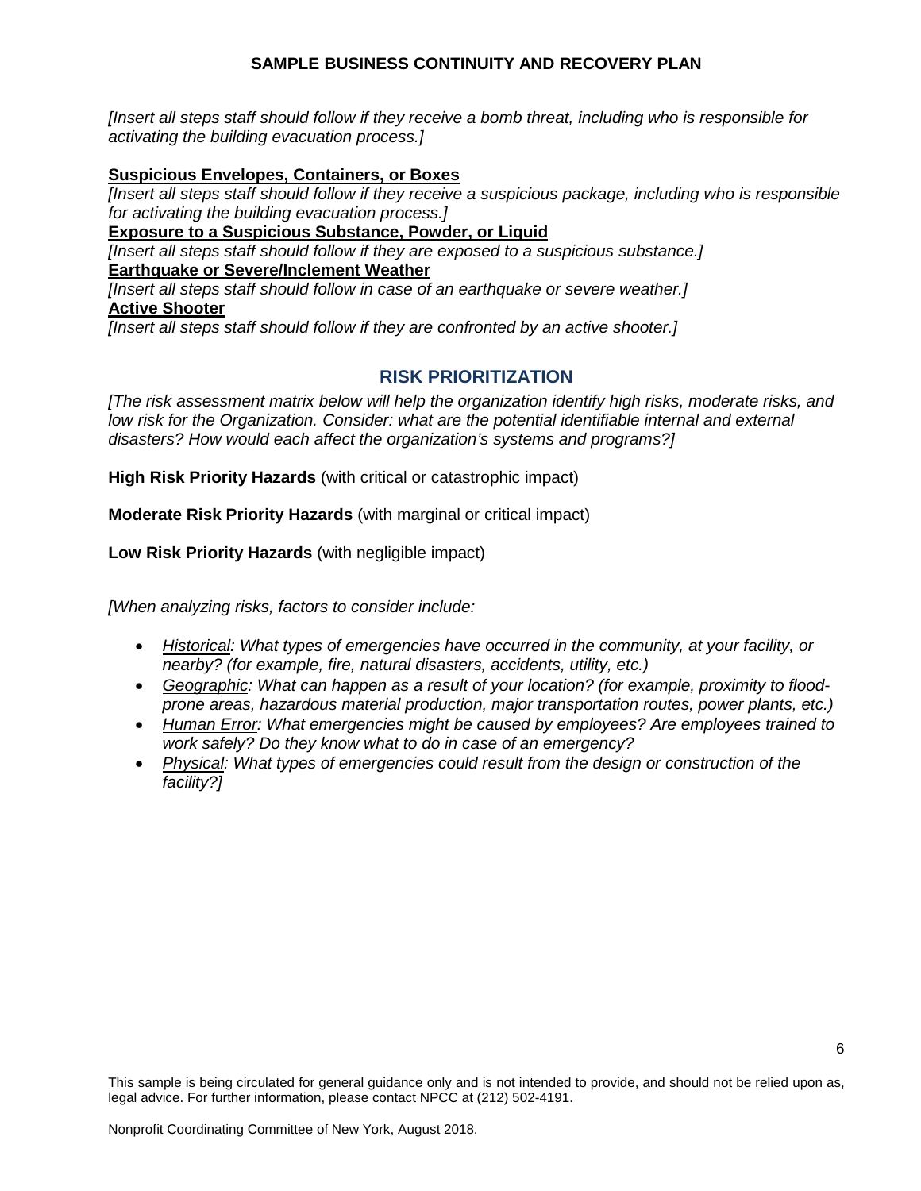*[Insert all steps staff should follow if they receive a bomb threat, including who is responsible for activating the building evacuation process.]*

**Suspicious Envelopes, Containers, or Boxes**

*[Insert all steps staff should follow if they receive a suspicious package, including who is responsible for activating the building evacuation process.]*

**Exposure to a Suspicious Substance, Powder, or Liquid**

*[Insert all steps staff should follow if they are exposed to a suspicious substance.]*

**Earthquake or Severe/Inclement Weather**

*[Insert all steps staff should follow in case of an earthquake or severe weather.]*

**Active Shooter**

*[Insert all steps staff should follow if they are confronted by an active shooter.]*

## RISK PRIORITIZATION

*[The risk assessment matrix below will help the organization identify high risks, moderate risks, and low risk for the Organization. Consider: what are the potential identifiable internal and external disasters? How would each affect the organization's systems and programs?]*

**High Risk Priority Hazards** (with critical or catastrophic impact)

**Moderate Risk Priority Hazards** (with marginal or critical impact)

**Low Risk Priority Hazards** (with negligible impact)

*[When analyzing risks, factors to consider include:*

- *Historical: What types of emergencies have occurred in the community, at your facility, or nearby? (for example, fire, natural disasters, accidents, utility, etc.)*
- *Geographic: What can happen as a result of your location? (for example, proximity to flood-prone areas, hazardous material production, major transportation routes, power plants, etc.)*
- *Human Error: What emergencies might be caused by employees? Are employees trained to work safely? Do they know what to do in case of an emergency?*
- *Physical: What types of emergencies could result from the design or construction of the facility?]*

This sample is being circulated for general guidance only and is not intended to provide, and should not be relied upon as, legal advice. For further information, please contact NPCC at (212) 502-4191.

Nonprofit Coordinating Committee of New York, August 2018.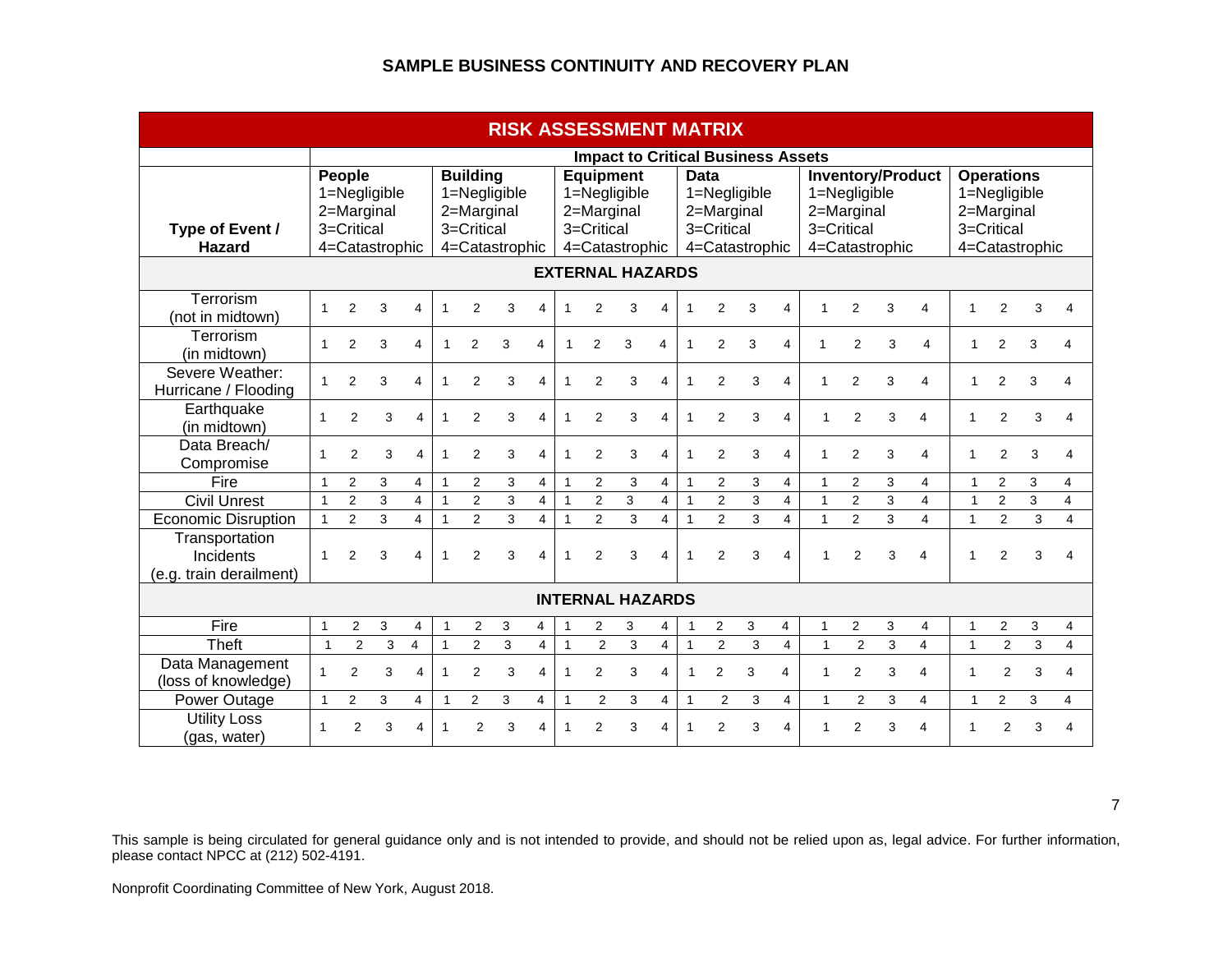## SAMPLE BUSINESS CONTINUITY AND RECOVERY PLAN

| RISK ASSESSMENT MATRIX | | | | | | | | | | | | | | | | | | | | | | | | |
|---|---|---|---|---|---|---|---|---|---|---|---|---|---|---|---|---|---|---|---|---|---|---|---|---|
| | **Impact to Critical Business Assets** | | | | | | | | | | | | | | | | | | | | | | | |
| **Type of Event / Hazard** | **People** 1=Negligible 2=Marginal 3=Critical 4=Catastrophic | | | | **Building** 1=Negligible 2=Marginal 3=Critical 4=Catastrophic | | | | **Equipment** 1=Negligible 2=Marginal 3=Critical 4=Catastrophic | | | | **Data** 1=Negligible 2=Marginal 3=Critical 4=Catastrophic | | | | **Inventory/Product** 1=Negligible 2=Marginal 3=Critical 4=Catastrophic | | | | **Operations** 1=Negligible 2=Marginal 3=Critical 4=Catastrophic | | | |
| **EXTERNAL HAZARDS** | | | | | | | | | | | | | | | | | | | | | | | | |
| Terrorism (not in midtown) | 1 | 2 | 3 | 4 | 1 | 2 | 3 | 4 | 1 | 2 | 3 | 4 | 1 | 2 | 3 | 4 | 1 | 2 | 3 | 4 | 1 | 2 | 3 | 4 |
| Terrorism (in midtown) | 1 | 2 | 3 | 4 | 1 | 2 | 3 | 4 | 1 | 2 | 3 | 4 | 1 | 2 | 3 | 4 | 1 | 2 | 3 | 4 | 1 | 2 | 3 | 4 |
| Severe Weather: Hurricane / Flooding | 1 | 2 | 3 | 4 | 1 | 2 | 3 | 4 | 1 | 2 | 3 | 4 | 1 | 2 | 3 | 4 | 1 | 2 | 3 | 4 | 1 | 2 | 3 | 4 |
| Earthquake (in midtown) | 1 | 2 | 3 | 4 | 1 | 2 | 3 | 4 | 1 | 2 | 3 | 4 | 1 | 2 | 3 | 4 | 1 | 2 | 3 | 4 | 1 | 2 | 3 | 4 |
| Data Breach/ Compromise | 1 | 2 | 3 | 4 | 1 | 2 | 3 | 4 | 1 | 2 | 3 | 4 | 1 | 2 | 3 | 4 | 1 | 2 | 3 | 4 | 1 | 2 | 3 | 4 |
| Fire | 1 | 2 | 3 | 4 | 1 | 2 | 3 | 4 | 1 | 2 | 3 | 4 | 1 | 2 | 3 | 4 | 1 | 2 | 3 | 4 | 1 | 2 | 3 | 4 |
| Civil Unrest | 1 | 2 | 3 | 4 | 1 | 2 | 3 | 4 | 1 | 2 | 3 | 4 | 1 | 2 | 3 | 4 | 1 | 2 | 3 | 4 | 1 | 2 | 3 | 4 |
| Economic Disruption | 1 | 2 | 3 | 4 | 1 | 2 | 3 | 4 | 1 | 2 | 3 | 4 | 1 | 2 | 3 | 4 | 1 | 2 | 3 | 4 | 1 | 2 | 3 | 4 |
| Transportation Incidents (e.g. train derailment) | 1 | 2 | 3 | 4 | 1 | 2 | 3 | 4 | 1 | 2 | 3 | 4 | 1 | 2 | 3 | 4 | 1 | 2 | 3 | 4 | 1 | 2 | 3 | 4 |
| **INTERNAL HAZARDS** | | | | | | | | | | | | | | | | | | | | | | | | |
| Fire | 1 | 2 | 3 | 4 | 1 | 2 | 3 | 4 | 1 | 2 | 3 | 4 | 1 | 2 | 3 | 4 | 1 | 2 | 3 | 4 | 1 | 2 | 3 | 4 |
| Theft | 1 | 2 | 3 | 4 | 1 | 2 | 3 | 4 | 1 | 2 | 3 | 4 | 1 | 2 | 3 | 4 | 1 | 2 | 3 | 4 | 1 | 2 | 3 | 4 |
| Data Management (loss of knowledge) | 1 | 2 | 3 | 4 | 1 | 2 | 3 | 4 | 1 | 2 | 3 | 4 | 1 | 2 | 3 | 4 | 1 | 2 | 3 | 4 | 1 | 2 | 3 | 4 |
| Power Outage | 1 | 2 | 3 | 4 | 1 | 2 | 3 | 4 | 1 | 2 | 3 | 4 | 1 | 2 | 3 | 4 | 1 | 2 | 3 | 4 | 1 | 2 | 3 | 4 |
| Utility Loss (gas, water) | 1 | 2 | 3 | 4 | 1 | 2 | 3 | 4 | 1 | 2 | 3 | 4 | 1 | 2 | 3 | 4 | 1 | 2 | 3 | 4 | 1 | 2 | 3 | 4 |

This sample is being circulated for general guidance only and is not intended to provide, and should not be relied upon as, legal advice. For further information, please contact NPCC at (212) 502-4191.

Nonprofit Coordinating Committee of New York, August 2018.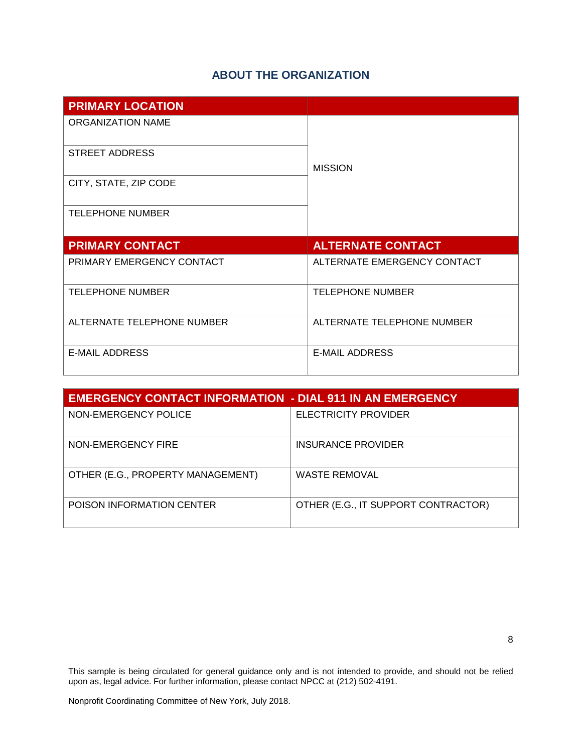## ABOUT THE ORGANIZATION

| PRIMARY LOCATION | |
|---|---|
| ORGANIZATION NAME | MISSION |
| STREET ADDRESS | |
| CITY, STATE, ZIP CODE | |
| TELEPHONE NUMBER | |
| **PRIMARY CONTACT** | **ALTERNATE CONTACT** |
| PRIMARY EMERGENCY CONTACT | ALTERNATE EMERGENCY CONTACT |
| TELEPHONE NUMBER | TELEPHONE NUMBER |
| ALTERNATE TELEPHONE NUMBER | ALTERNATE TELEPHONE NUMBER |
| E-MAIL ADDRESS | E-MAIL ADDRESS |

| EMERGENCY CONTACT INFORMATION - DIAL 911 IN AN EMERGENCY | |
|---|---|
| NON-EMERGENCY POLICE | ELECTRICITY PROVIDER |
| NON-EMERGENCY FIRE | INSURANCE PROVIDER |
| OTHER (E.G., PROPERTY MANAGEMENT) | WASTE REMOVAL |
| POISON INFORMATION CENTER | OTHER (E.G., IT SUPPORT CONTRACTOR) |

This sample is being circulated for general guidance only and is not intended to provide, and should not be relied upon as, legal advice. For further information, please contact NPCC at (212) 502-4191.

Nonprofit Coordinating Committee of New York, July 2018.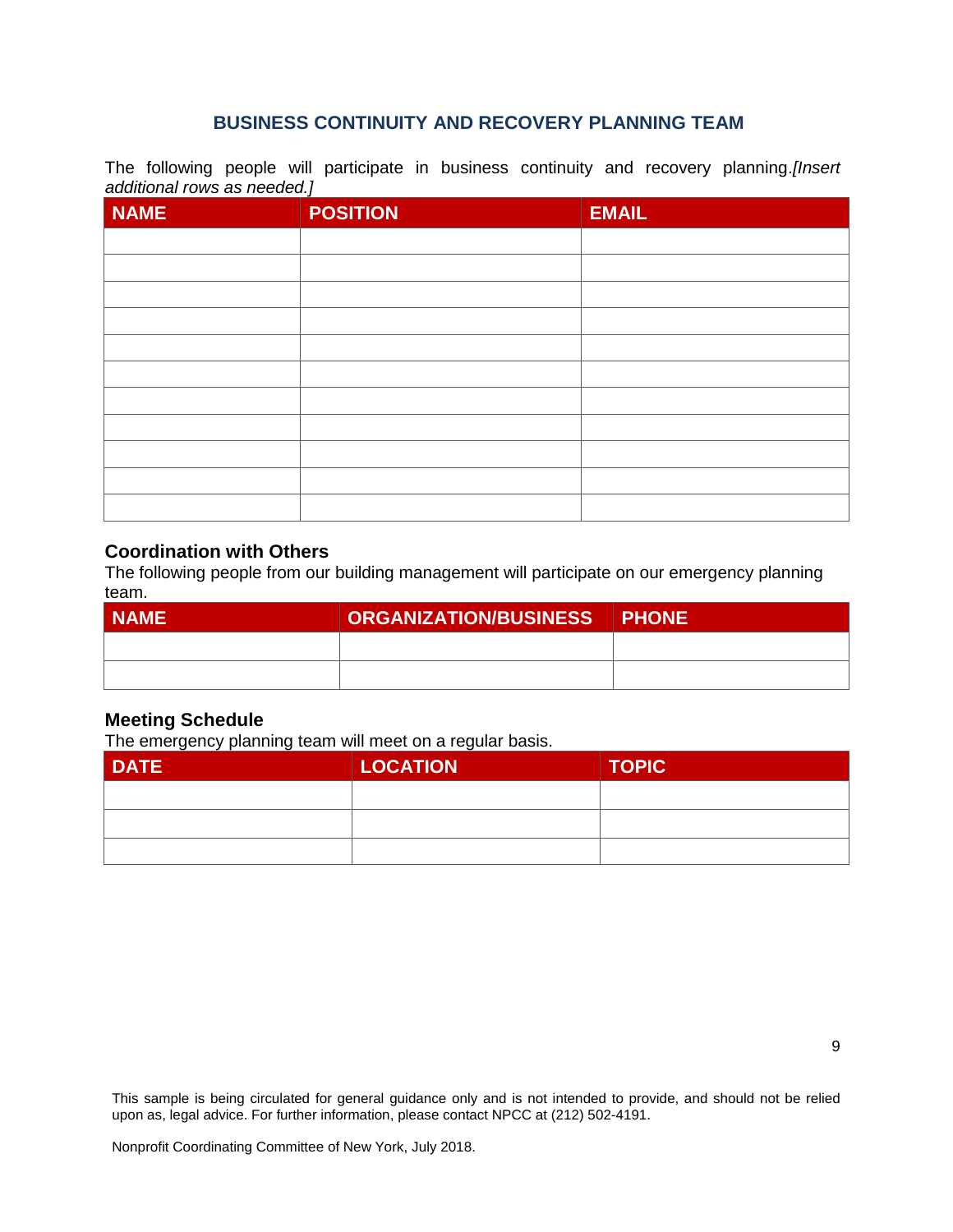## BUSINESS CONTINUITY AND RECOVERY PLANNING TEAM

The following people will participate in business continuity and recovery planning.*[Insert additional rows as needed.]*

| NAME | POSITION | EMAIL |
|---|---|---|
| | | |
| | | |
| | | |
| | | |
| | | |
| | | |
| | | |
| | | |
| | | |
| | | |
| | | |

### Coordination with Others

The following people from our building management will participate on our emergency planning team.

| NAME | ORGANIZATION/BUSINESS | PHONE |
|---|---|---|
| | | |
| | | |

### Meeting Schedule

The emergency planning team will meet on a regular basis.

| DATE | LOCATION | TOPIC |
|---|---|---|
| | | |
| | | |
| | | |

This sample is being circulated for general guidance only and is not intended to provide, and should not be relied upon as, legal advice. For further information, please contact NPCC at (212) 502-4191.

Nonprofit Coordinating Committee of New York, July 2018.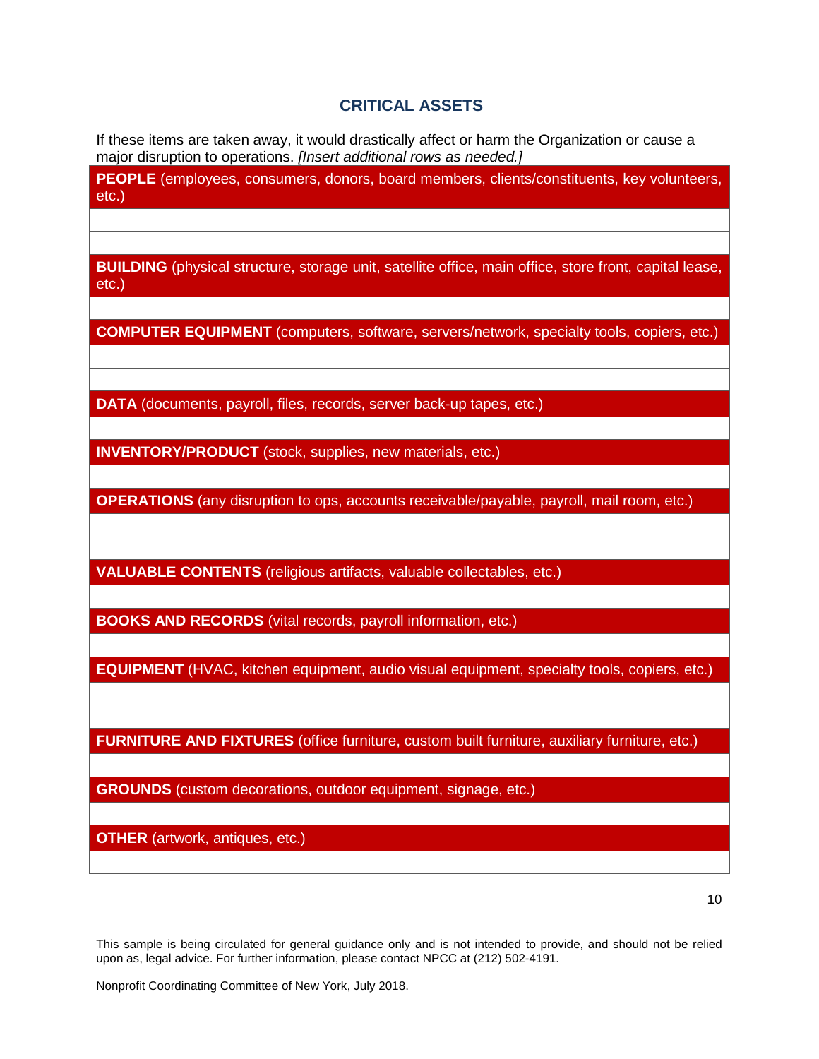## CRITICAL ASSETS

If these items are taken away, it would drastically affect or harm the Organization or cause a major disruption to operations. *[Insert additional rows as needed.]*

| **PEOPLE** (employees, consumers, donors, board members, clients/constituents, key volunteers, etc.) | |
|---|---|
| | |
| | |
| **BUILDING** (physical structure, storage unit, satellite office, main office, store front, capital lease, etc.) | |
| | |
| **COMPUTER EQUIPMENT** (computers, software, servers/network, specialty tools, copiers, etc.) | |
| | |
| | |
| **DATA** (documents, payroll, files, records, server back-up tapes, etc.) | |
| | |
| **INVENTORY/PRODUCT** (stock, supplies, new materials, etc.) | |
| | |
| **OPERATIONS** (any disruption to ops, accounts receivable/payable, payroll, mail room, etc.) | |
| | |
| | |
| **VALUABLE CONTENTS** (religious artifacts, valuable collectables, etc.) | |
| | |
| **BOOKS AND RECORDS** (vital records, payroll information, etc.) | |
| | |
| **EQUIPMENT** (HVAC, kitchen equipment, audio visual equipment, specialty tools, copiers, etc.) | |
| | |
| | |
| **FURNITURE AND FIXTURES** (office furniture, custom built furniture, auxiliary furniture, etc.) | |
| | |
| **GROUNDS** (custom decorations, outdoor equipment, signage, etc.) | |
| | |
| **OTHER** (artwork, antiques, etc.) | |
| | |

This sample is being circulated for general guidance only and is not intended to provide, and should not be relied upon as, legal advice. For further information, please contact NPCC at (212) 502-4191.

Nonprofit Coordinating Committee of New York, July 2018.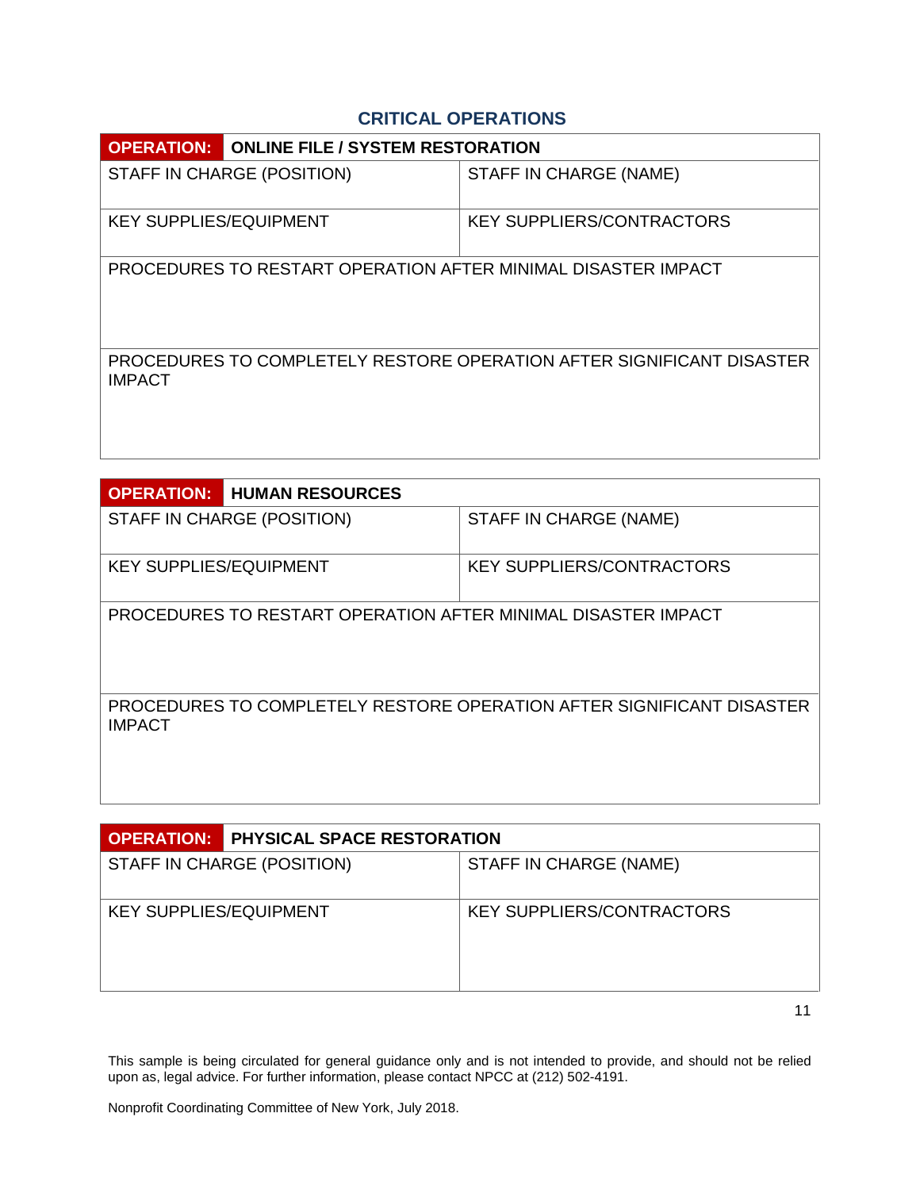## CRITICAL OPERATIONS

| **OPERATION:** | **ONLINE FILE / SYSTEM RESTORATION** |
|---|---|
| STAFF IN CHARGE (POSITION) | STAFF IN CHARGE (NAME) |
| KEY SUPPLIES/EQUIPMENT | KEY SUPPLIERS/CONTRACTORS |
| PROCEDURES TO RESTART OPERATION AFTER MINIMAL DISASTER IMPACT | |
| PROCEDURES TO COMPLETELY RESTORE OPERATION AFTER SIGNIFICANT DISASTER IMPACT | |

| **OPERATION:** | **HUMAN RESOURCES** |
|---|---|
| STAFF IN CHARGE (POSITION) | STAFF IN CHARGE (NAME) |
| KEY SUPPLIES/EQUIPMENT | KEY SUPPLIERS/CONTRACTORS |
| PROCEDURES TO RESTART OPERATION AFTER MINIMAL DISASTER IMPACT | |
| PROCEDURES TO COMPLETELY RESTORE OPERATION AFTER SIGNIFICANT DISASTER IMPACT | |

| **OPERATION:** | **PHYSICAL SPACE RESTORATION** |
|---|---|
| STAFF IN CHARGE (POSITION) | STAFF IN CHARGE (NAME) |
| KEY SUPPLIES/EQUIPMENT | KEY SUPPLIERS/CONTRACTORS |

This sample is being circulated for general guidance only and is not intended to provide, and should not be relied upon as, legal advice. For further information, please contact NPCC at (212) 502-4191.

Nonprofit Coordinating Committee of New York, July 2018.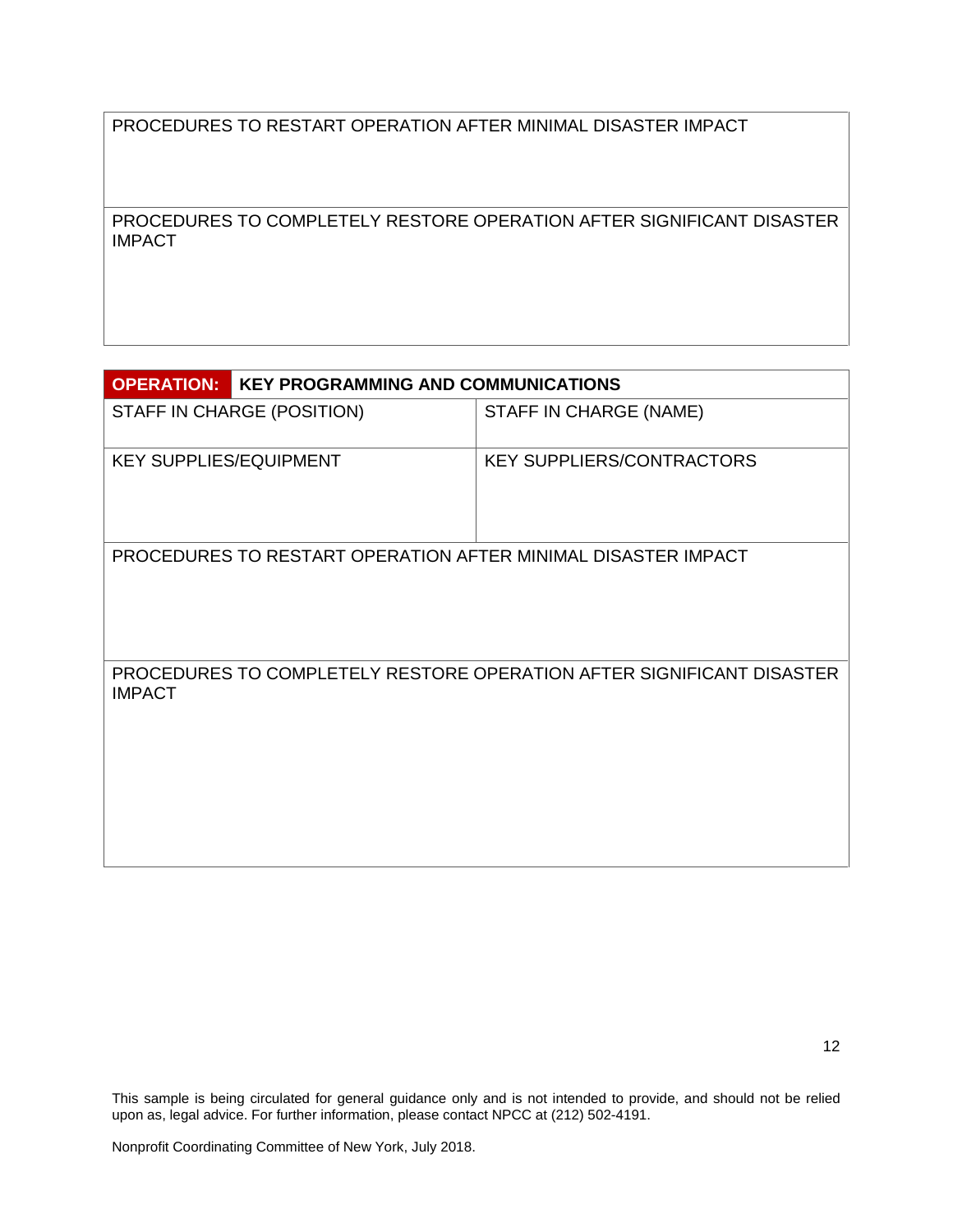| PROCEDURES TO RESTART OPERATION AFTER MINIMAL DISASTER IMPACT |
| --- |
| PROCEDURES TO COMPLETELY RESTORE OPERATION AFTER SIGNIFICANT DISASTER IMPACT |

| **OPERATION:** | **KEY PROGRAMMING AND COMMUNICATIONS** |
| --- | --- |
| STAFF IN CHARGE (POSITION) | STAFF IN CHARGE (NAME) |
| KEY SUPPLIES/EQUIPMENT | KEY SUPPLIERS/CONTRACTORS |
| PROCEDURES TO RESTART OPERATION AFTER MINIMAL DISASTER IMPACT | |
| PROCEDURES TO COMPLETELY RESTORE OPERATION AFTER SIGNIFICANT DISASTER IMPACT | |

This sample is being circulated for general guidance only and is not intended to provide, and should not be relied upon as, legal advice. For further information, please contact NPCC at (212) 502-4191.

Nonprofit Coordinating Committee of New York, July 2018.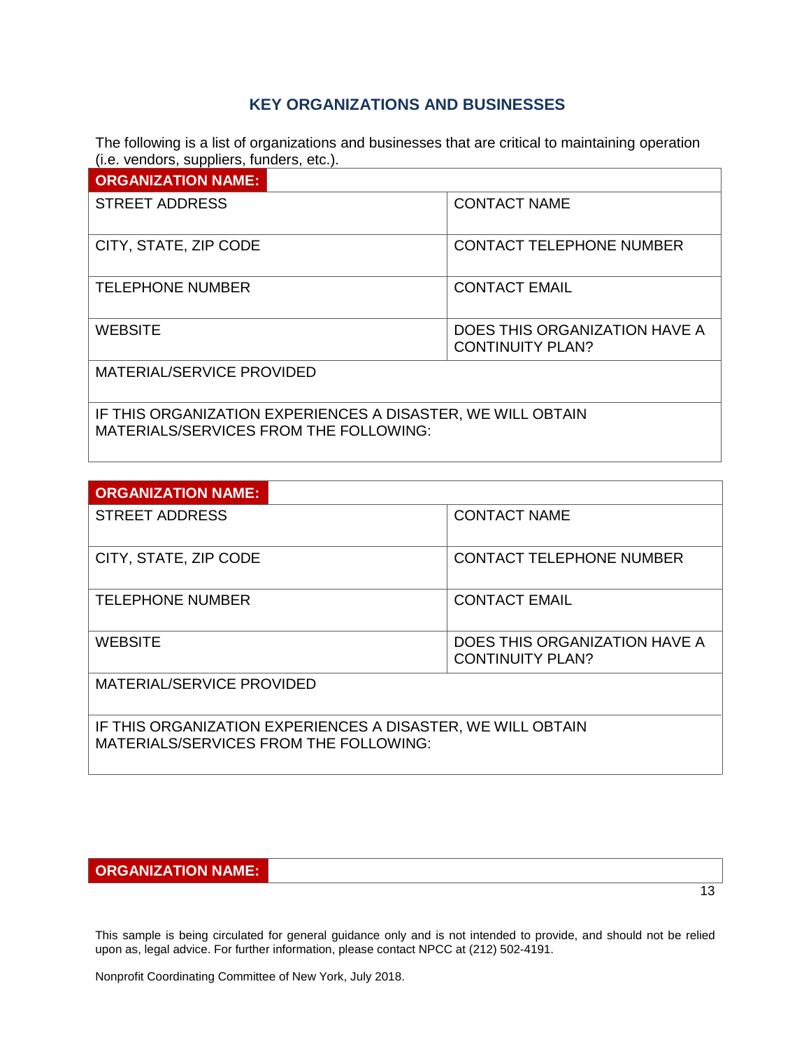## KEY ORGANIZATIONS AND BUSINESSES

The following is a list of organizations and businesses that are critical to maintaining operation (i.e. vendors, suppliers, funders, etc.).

| **ORGANIZATION NAME:** | |
|---|---|
| STREET ADDRESS | CONTACT NAME |
| CITY, STATE, ZIP CODE | CONTACT TELEPHONE NUMBER |
| TELEPHONE NUMBER | CONTACT EMAIL |
| WEBSITE | DOES THIS ORGANIZATION HAVE A CONTINUITY PLAN? |
| MATERIAL/SERVICE PROVIDED | |
| IF THIS ORGANIZATION EXPERIENCES A DISASTER, WE WILL OBTAIN MATERIALS/SERVICES FROM THE FOLLOWING: | |

| **ORGANIZATION NAME:** | |
|---|---|
| STREET ADDRESS | CONTACT NAME |
| CITY, STATE, ZIP CODE | CONTACT TELEPHONE NUMBER |
| TELEPHONE NUMBER | CONTACT EMAIL |
| WEBSITE | DOES THIS ORGANIZATION HAVE A CONTINUITY PLAN? |
| MATERIAL/SERVICE PROVIDED | |
| IF THIS ORGANIZATION EXPERIENCES A DISASTER, WE WILL OBTAIN MATERIALS/SERVICES FROM THE FOLLOWING: | |

| **ORGANIZATION NAME:** | |
|---|---|

This sample is being circulated for general guidance only and is not intended to provide, and should not be relied upon as, legal advice. For further information, please contact NPCC at (212) 502-4191.

Nonprofit Coordinating Committee of New York, July 2018.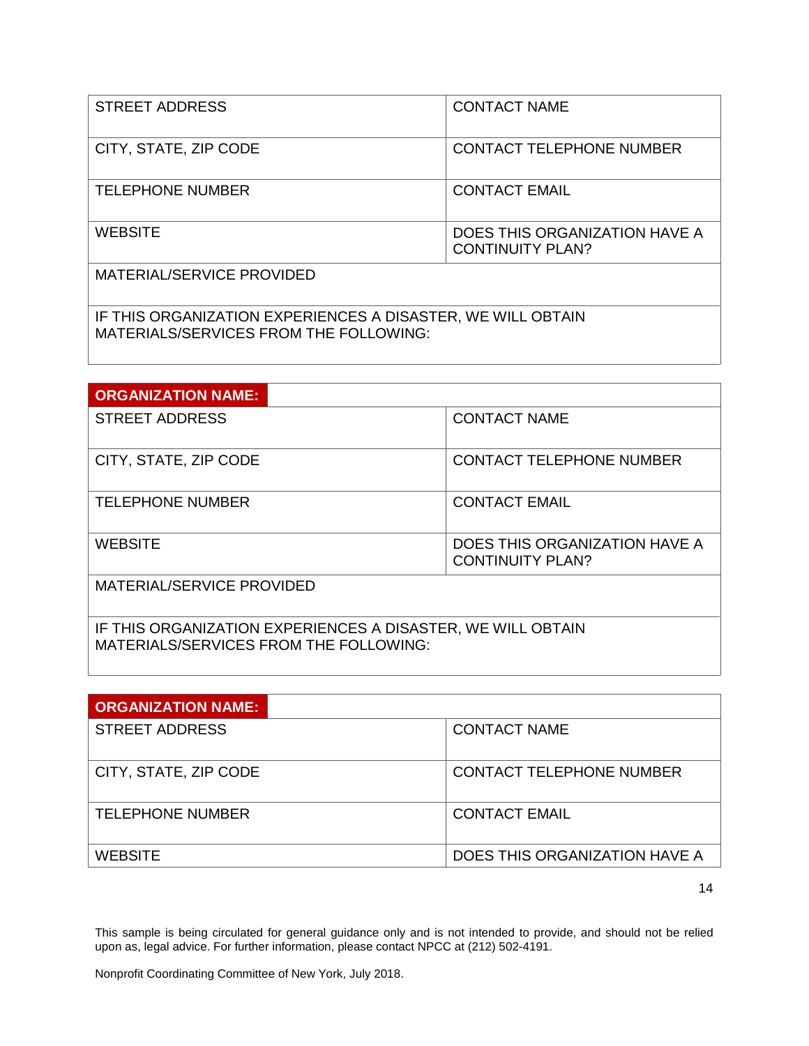| STREET ADDRESS | CONTACT NAME |
|---|---|
| CITY, STATE, ZIP CODE | CONTACT TELEPHONE NUMBER |
| TELEPHONE NUMBER | CONTACT EMAIL |
| WEBSITE | DOES THIS ORGANIZATION HAVE A CONTINUITY PLAN? |
| MATERIAL/SERVICE PROVIDED | |
| IF THIS ORGANIZATION EXPERIENCES A DISASTER, WE WILL OBTAIN MATERIALS/SERVICES FROM THE FOLLOWING: | |

| **ORGANIZATION NAME:** | |
|---|---|
| STREET ADDRESS | CONTACT NAME |
| CITY, STATE, ZIP CODE | CONTACT TELEPHONE NUMBER |
| TELEPHONE NUMBER | CONTACT EMAIL |
| WEBSITE | DOES THIS ORGANIZATION HAVE A CONTINUITY PLAN? |
| MATERIAL/SERVICE PROVIDED | |
| IF THIS ORGANIZATION EXPERIENCES A DISASTER, WE WILL OBTAIN MATERIALS/SERVICES FROM THE FOLLOWING: | |

| **ORGANIZATION NAME:** | |
|---|---|
| STREET ADDRESS | CONTACT NAME |
| CITY, STATE, ZIP CODE | CONTACT TELEPHONE NUMBER |
| TELEPHONE NUMBER | CONTACT EMAIL |
| WEBSITE | DOES THIS ORGANIZATION HAVE A |

This sample is being circulated for general guidance only and is not intended to provide, and should not be relied upon as, legal advice. For further information, please contact NPCC at (212) 502-4191.

Nonprofit Coordinating Committee of New York, July 2018.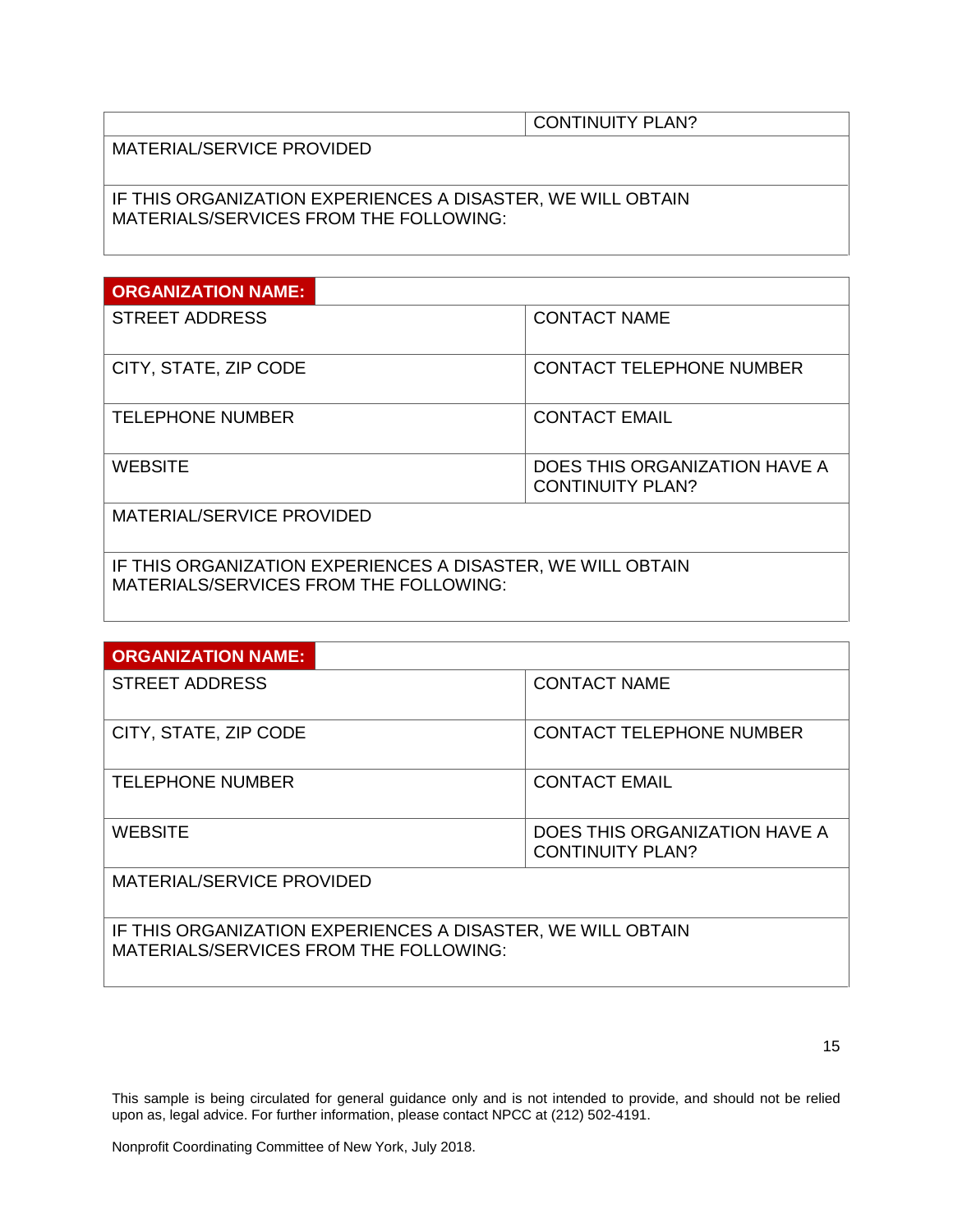| | CONTINUITY PLAN? |
|---|---|
| MATERIAL/SERVICE PROVIDED | |
| IF THIS ORGANIZATION EXPERIENCES A DISASTER, WE WILL OBTAIN MATERIALS/SERVICES FROM THE FOLLOWING: | |

| **ORGANIZATION NAME:** | |
|---|---|
| STREET ADDRESS | CONTACT NAME |
| CITY, STATE, ZIP CODE | CONTACT TELEPHONE NUMBER |
| TELEPHONE NUMBER | CONTACT EMAIL |
| WEBSITE | DOES THIS ORGANIZATION HAVE A CONTINUITY PLAN? |
| MATERIAL/SERVICE PROVIDED | |
| IF THIS ORGANIZATION EXPERIENCES A DISASTER, WE WILL OBTAIN MATERIALS/SERVICES FROM THE FOLLOWING: | |

| **ORGANIZATION NAME:** | |
|---|---|
| STREET ADDRESS | CONTACT NAME |
| CITY, STATE, ZIP CODE | CONTACT TELEPHONE NUMBER |
| TELEPHONE NUMBER | CONTACT EMAIL |
| WEBSITE | DOES THIS ORGANIZATION HAVE A CONTINUITY PLAN? |
| MATERIAL/SERVICE PROVIDED | |
| IF THIS ORGANIZATION EXPERIENCES A DISASTER, WE WILL OBTAIN MATERIALS/SERVICES FROM THE FOLLOWING: | |

This sample is being circulated for general guidance only and is not intended to provide, and should not be relied upon as, legal advice. For further information, please contact NPCC at (212) 502-4191.

Nonprofit Coordinating Committee of New York, July 2018.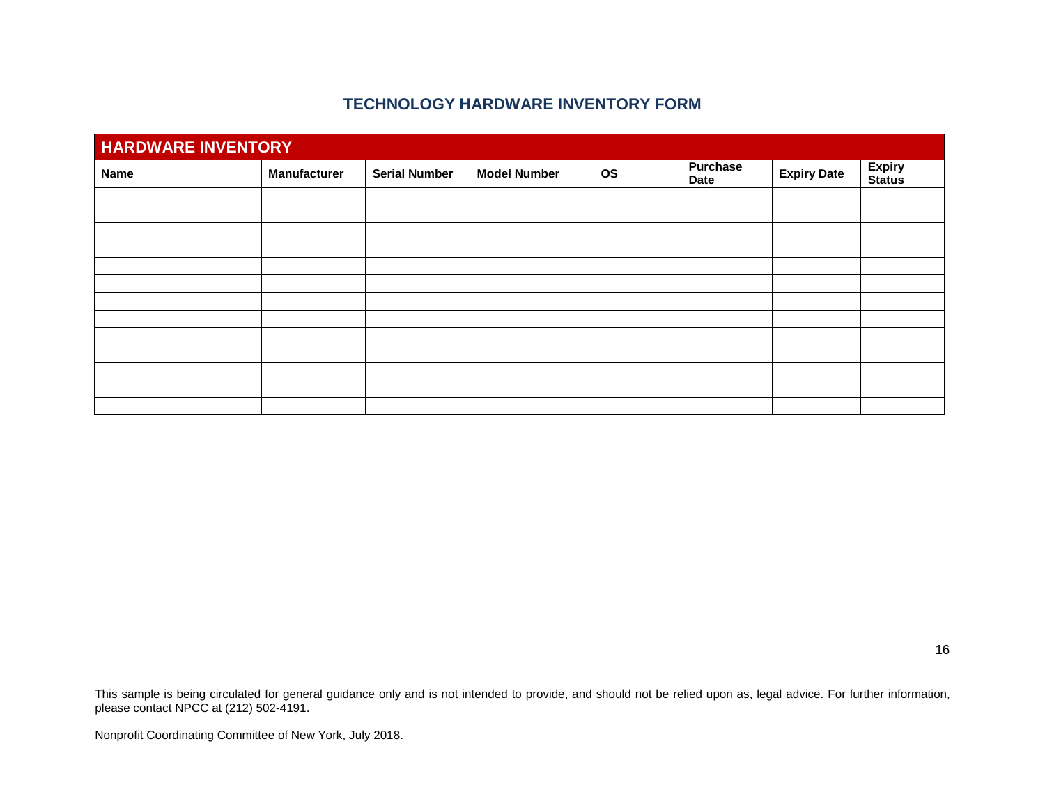# TECHNOLOGY HARDWARE INVENTORY FORM

| HARDWARE INVENTORY | | | | | | | |
|---|---|---|---|---|---|---|---|
| **Name** | **Manufacturer** | **Serial Number** | **Model Number** | **OS** | **Purchase Date** | **Expiry Date** | **Expiry Status** |
| | | | | | | | |
| | | | | | | | |
| | | | | | | | |
| | | | | | | | |
| | | | | | | | |
| | | | | | | | |
| | | | | | | | |
| | | | | | | | |
| | | | | | | | |
| | | | | | | | |
| | | | | | | | |
| | | | | | | | |
| | | | | | | | |

This sample is being circulated for general guidance only and is not intended to provide, and should not be relied upon as, legal advice. For further information, please contact NPCC at (212) 502-4191.

Nonprofit Coordinating Committee of New York, July 2018.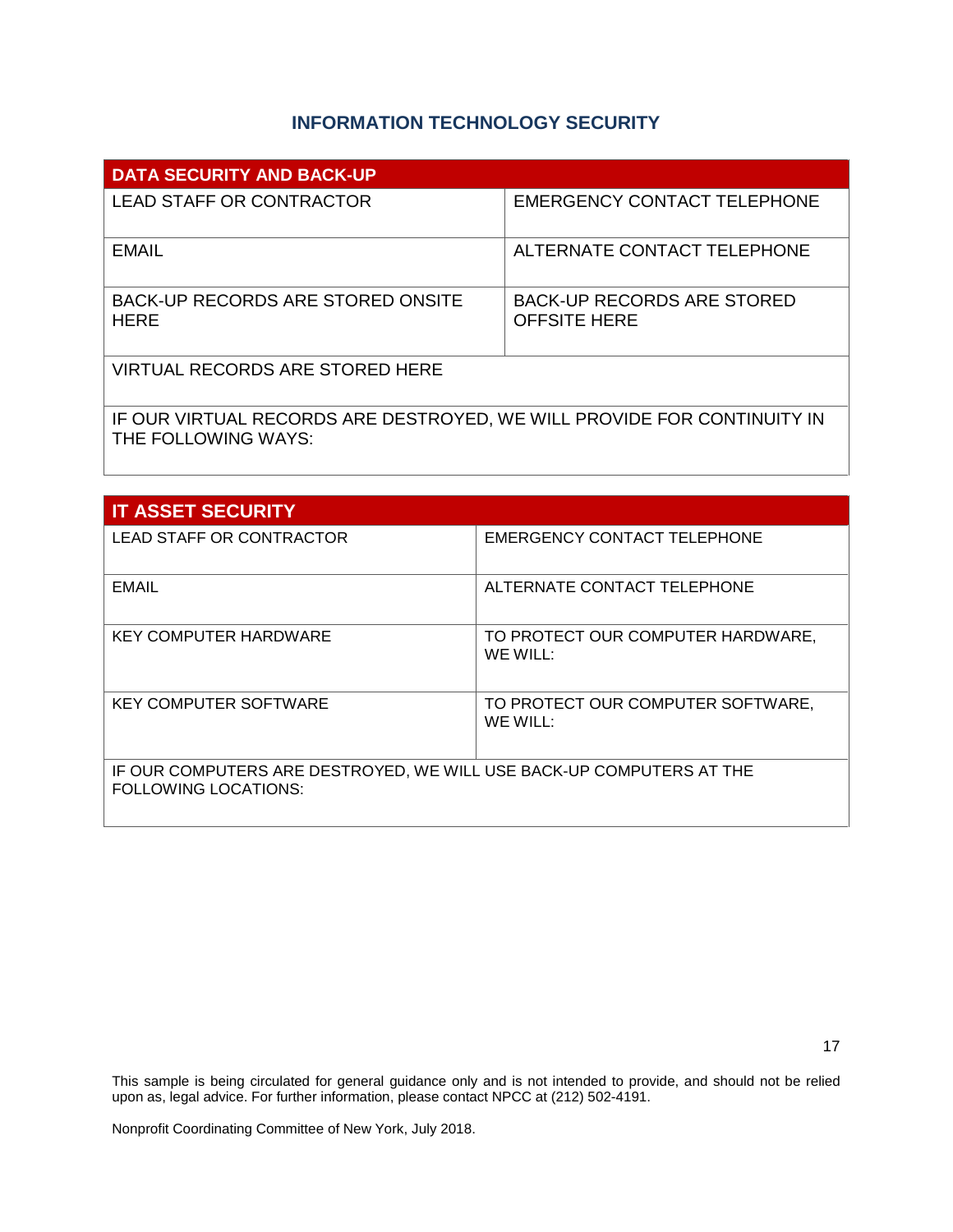## INFORMATION TECHNOLOGY SECURITY

| DATA SECURITY AND BACK-UP | |
|---|---|
| LEAD STAFF OR CONTRACTOR | EMERGENCY CONTACT TELEPHONE |
| EMAIL | ALTERNATE CONTACT TELEPHONE |
| BACK-UP RECORDS ARE STORED ONSITE HERE | BACK-UP RECORDS ARE STORED OFFSITE HERE |
| VIRTUAL RECORDS ARE STORED HERE | |
| IF OUR VIRTUAL RECORDS ARE DESTROYED, WE WILL PROVIDE FOR CONTINUITY IN THE FOLLOWING WAYS: | |

| IT ASSET SECURITY | |
|---|---|
| LEAD STAFF OR CONTRACTOR | EMERGENCY CONTACT TELEPHONE |
| EMAIL | ALTERNATE CONTACT TELEPHONE |
| KEY COMPUTER HARDWARE | TO PROTECT OUR COMPUTER HARDWARE, WE WILL: |
| KEY COMPUTER SOFTWARE | TO PROTECT OUR COMPUTER SOFTWARE, WE WILL: |
| IF OUR COMPUTERS ARE DESTROYED, WE WILL USE BACK-UP COMPUTERS AT THE FOLLOWING LOCATIONS: | |

This sample is being circulated for general guidance only and is not intended to provide, and should not be relied upon as, legal advice. For further information, please contact NPCC at (212) 502-4191.

Nonprofit Coordinating Committee of New York, July 2018.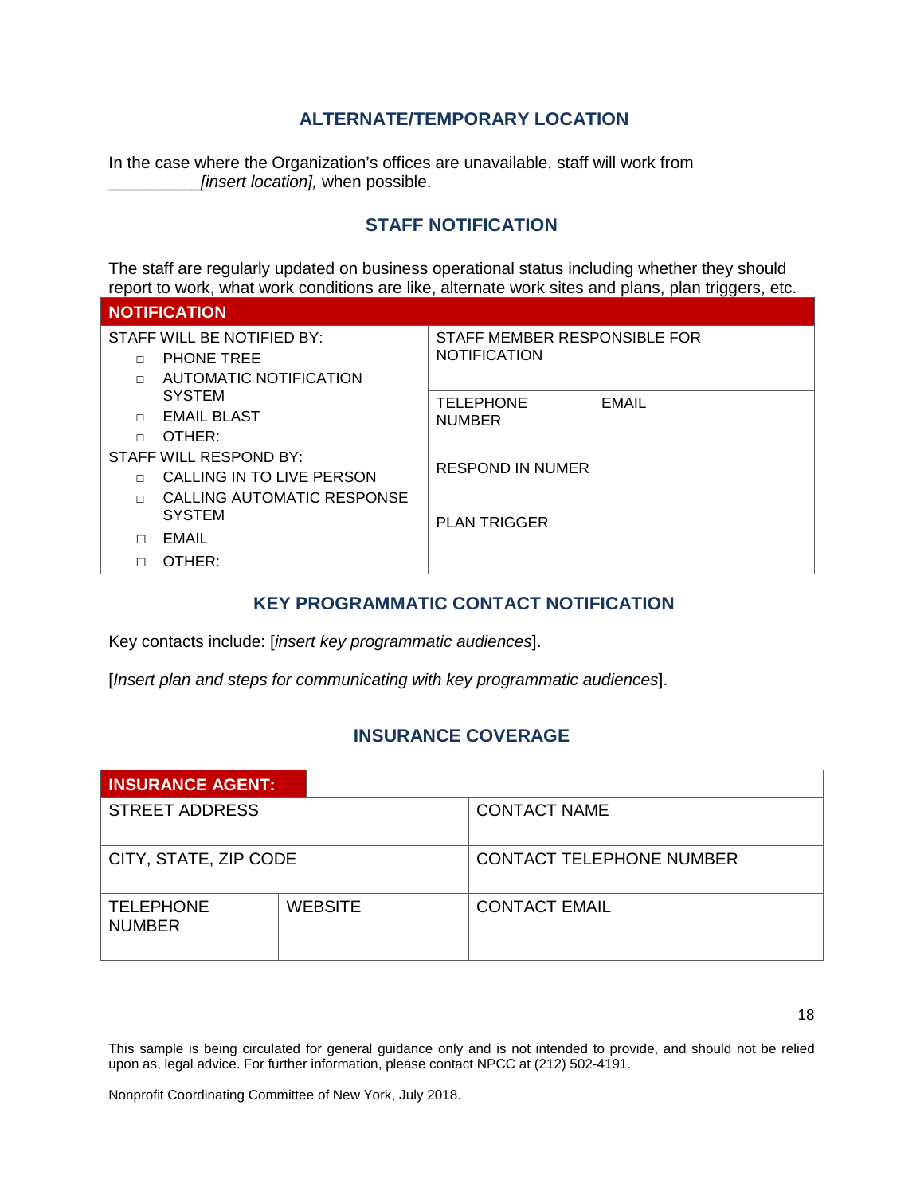## ALTERNATE/TEMPORARY LOCATION

In the case where the Organization's offices are unavailable, staff will work from __________*[insert location],* when possible.

## STAFF NOTIFICATION

The staff are regularly updated on business operational status including whether they should report to work, what work conditions are like, alternate work sites and plans, plan triggers, etc.

| NOTIFICATION | | |
|---|---|---|
| STAFF WILL BE NOTIFIED BY:<br>□ PHONE TREE<br>□ AUTOMATIC NOTIFICATION SYSTEM<br>□ EMAIL BLAST<br>□ OTHER: | STAFF MEMBER RESPONSIBLE FOR NOTIFICATION | |
| | TELEPHONE NUMBER | EMAIL |
| STAFF WILL RESPOND BY:<br>□ CALLING IN TO LIVE PERSON<br>□ CALLING AUTOMATIC RESPONSE SYSTEM<br>□ EMAIL<br>□ OTHER: | RESPOND IN NUMER | |
| | PLAN TRIGGER | |

## KEY PROGRAMMATIC CONTACT NOTIFICATION

Key contacts include: [*insert key programmatic audiences*].

[*Insert plan and steps for communicating with key programmatic audiences*].

## INSURANCE COVERAGE

| INSURANCE AGENT: | | |
|---|---|---|
| STREET ADDRESS | | CONTACT NAME |
| CITY, STATE, ZIP CODE | | CONTACT TELEPHONE NUMBER |
| TELEPHONE NUMBER | WEBSITE | CONTACT EMAIL |

This sample is being circulated for general guidance only and is not intended to provide, and should not be relied upon as, legal advice. For further information, please contact NPCC at (212) 502-4191.

Nonprofit Coordinating Committee of New York, July 2018.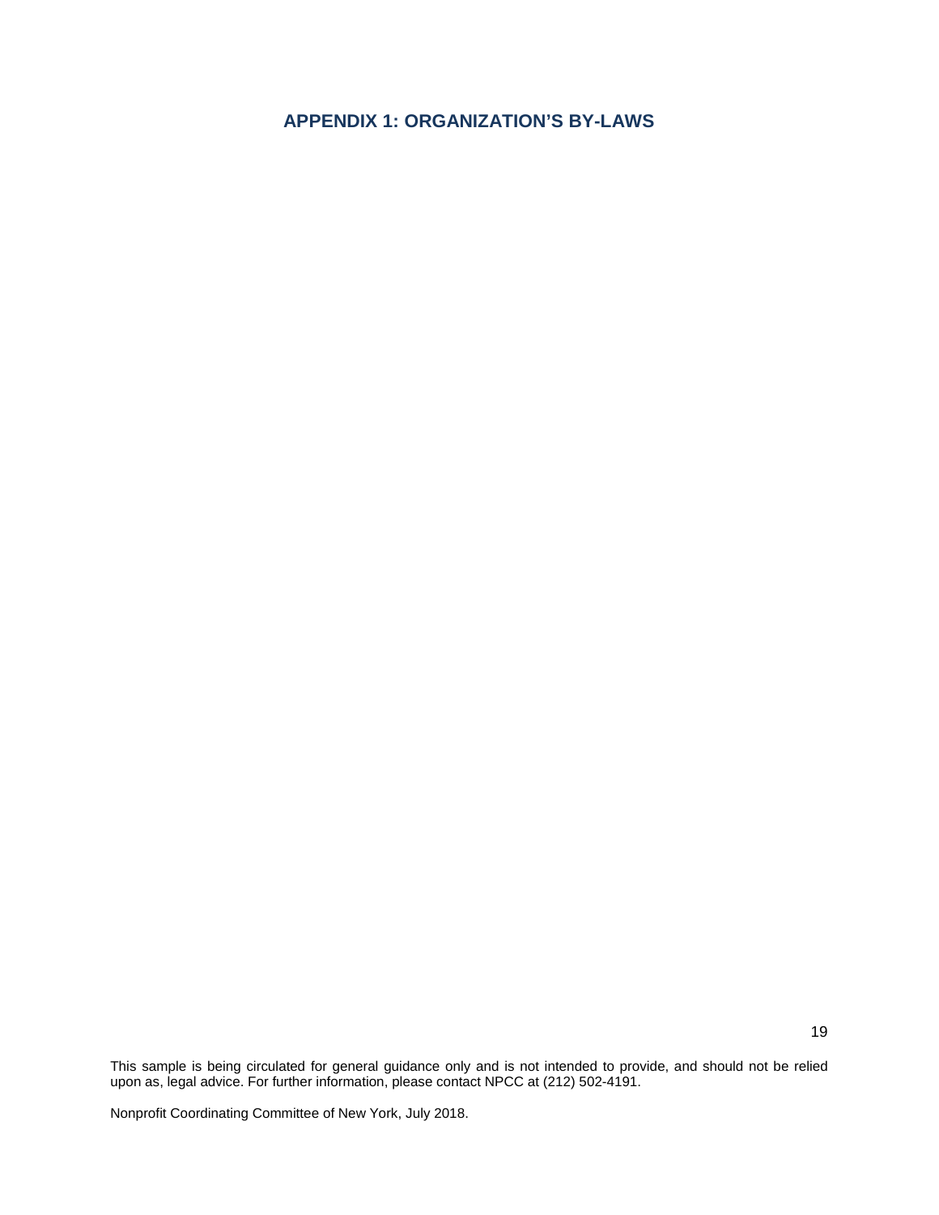## APPENDIX 1: ORGANIZATION'S BY-LAWS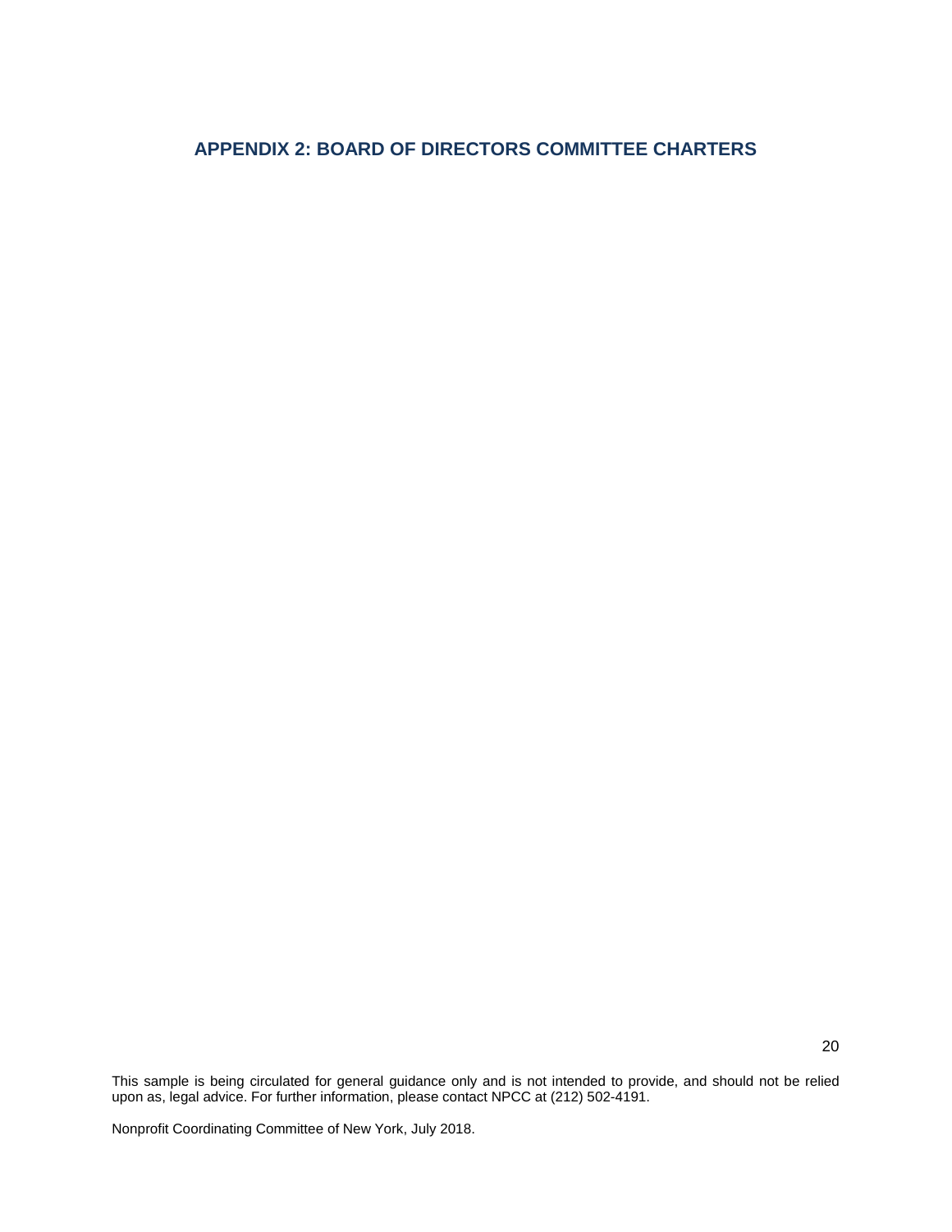## APPENDIX 2: BOARD OF DIRECTORS COMMITTEE CHARTERS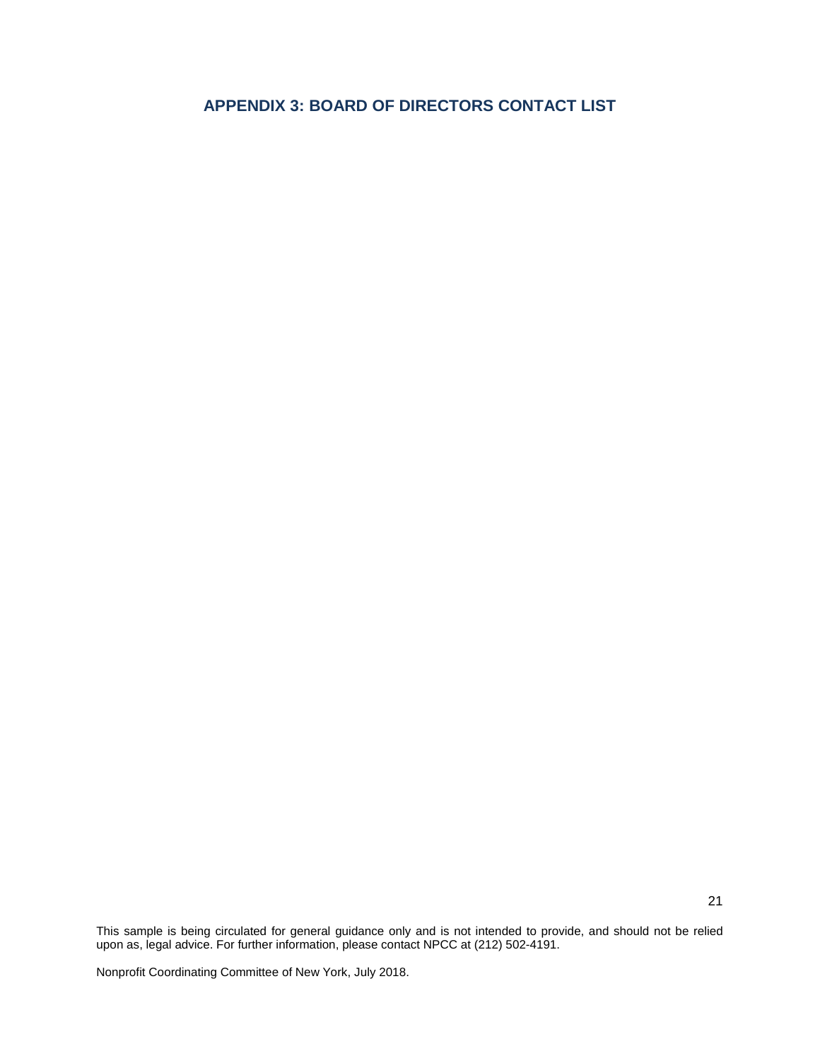## APPENDIX 3: BOARD OF DIRECTORS CONTACT LIST

This sample is being circulated for general guidance only and is not intended to provide, and should not be relied upon as, legal advice. For further information, please contact NPCC at (212) 502-4191.

Nonprofit Coordinating Committee of New York, July 2018.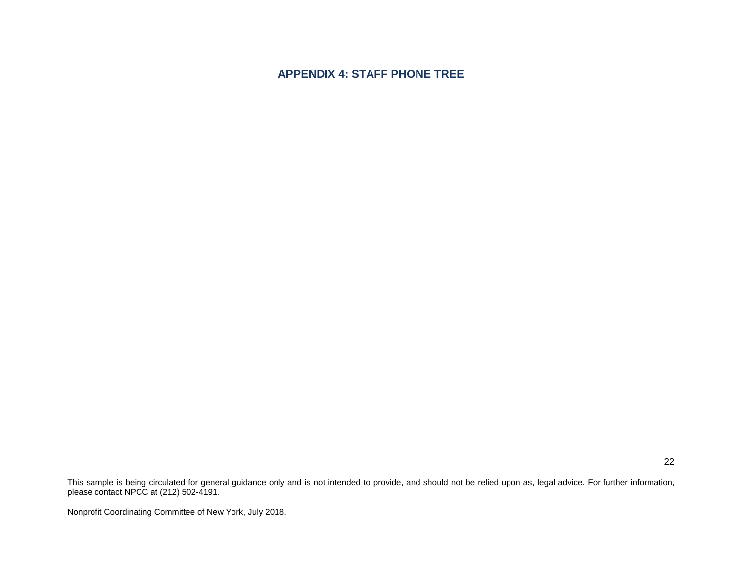# APPENDIX 4: STAFF PHONE TREE

This sample is being circulated for general guidance only and is not intended to provide, and should not be relied upon as, legal advice. For further information, please contact NPCC at (212) 502-4191.

Nonprofit Coordinating Committee of New York, July 2018.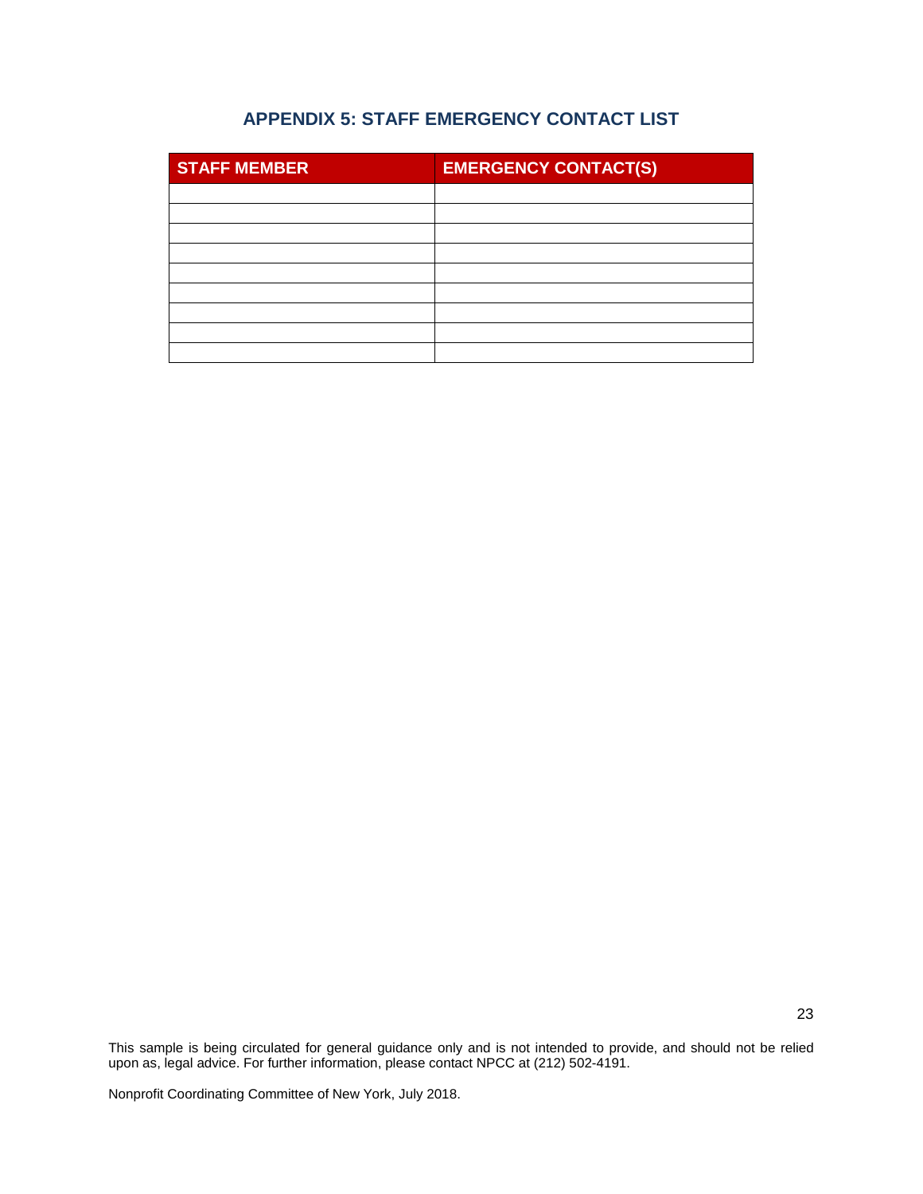## APPENDIX 5: STAFF EMERGENCY CONTACT LIST

| STAFF MEMBER | EMERGENCY CONTACT(S) |
|---|---|
| | |
| | |
| | |
| | |
| | |
| | |
| | |
| | |
| | |

This sample is being circulated for general guidance only and is not intended to provide, and should not be relied upon as, legal advice. For further information, please contact NPCC at (212) 502-4191.

Nonprofit Coordinating Committee of New York, July 2018.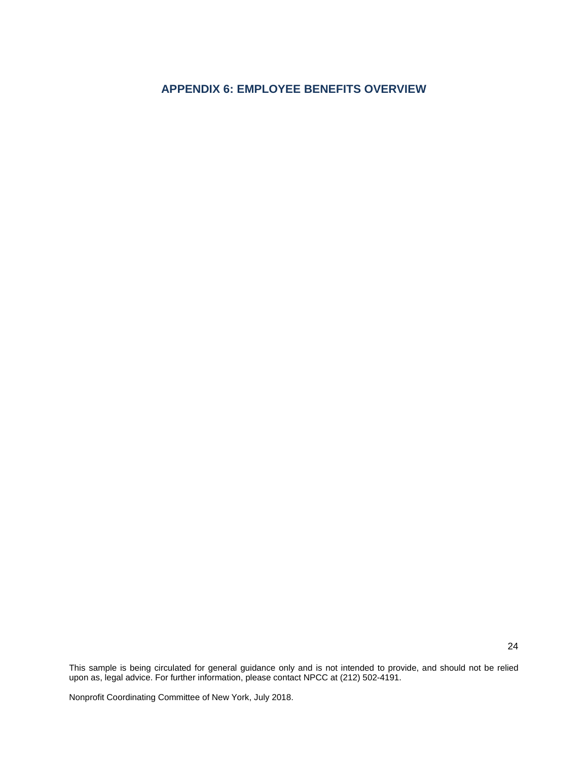## APPENDIX 6: EMPLOYEE BENEFITS OVERVIEW

This sample is being circulated for general guidance only and is not intended to provide, and should not be relied upon as, legal advice. For further information, please contact NPCC at (212) 502-4191.

Nonprofit Coordinating Committee of New York, July 2018.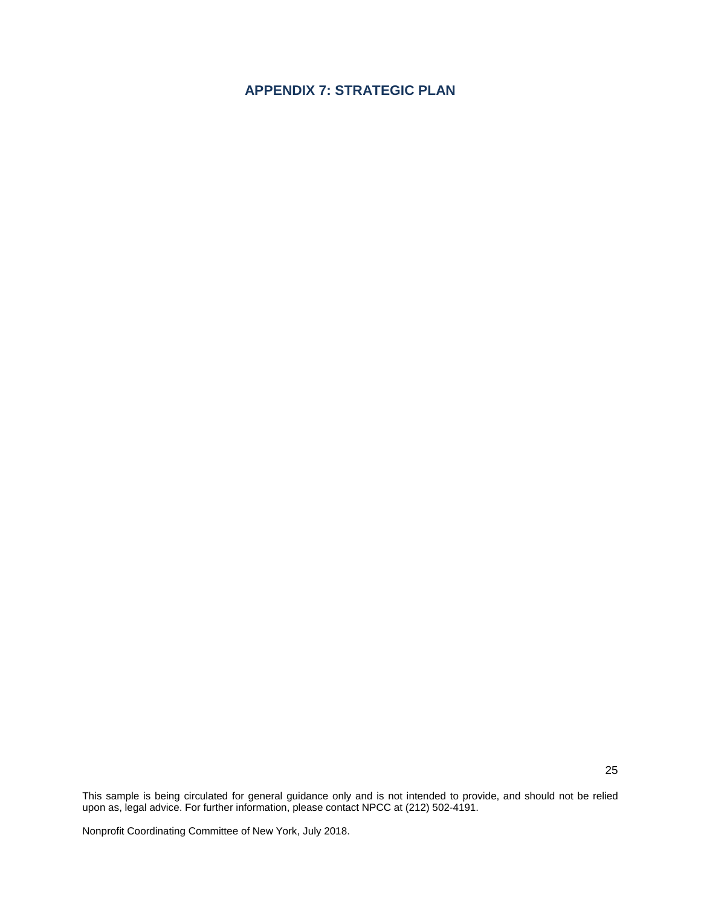## APPENDIX 7: STRATEGIC PLAN